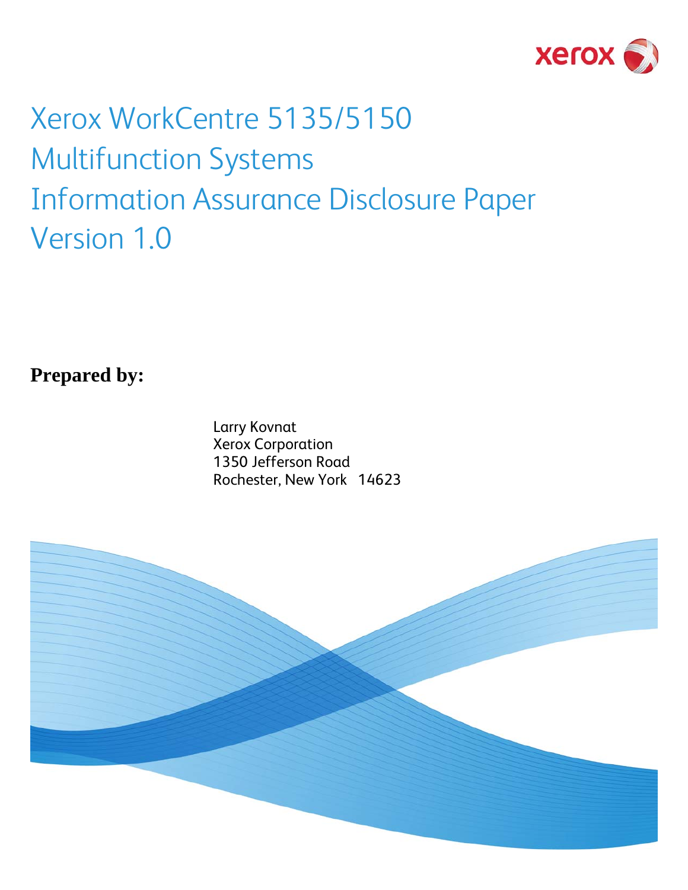# Xerox WorkCentre 5135/5150 Multifunction Systems Information Assurance Disclosure Paper Version 1.0

**Prepared by:**

Larry Kovnat
Xerox Corporation
1350 Jefferson Road
Rochester, New York 14623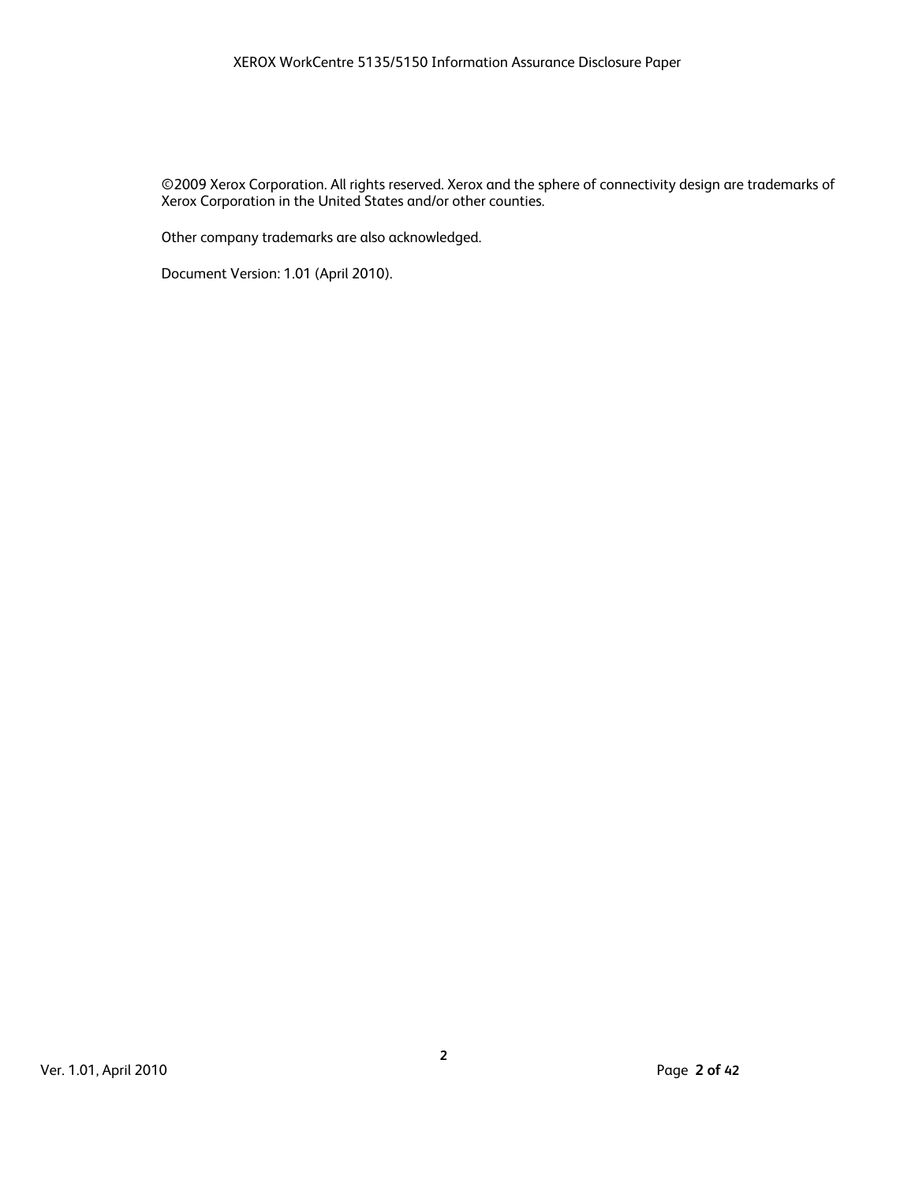©2009 Xerox Corporation. All rights reserved. Xerox and the sphere of connectivity design are trademarks of Xerox Corporation in the United States and/or other counties.

Other company trademarks are also acknowledged.

Document Version: 1.01 (April 2010).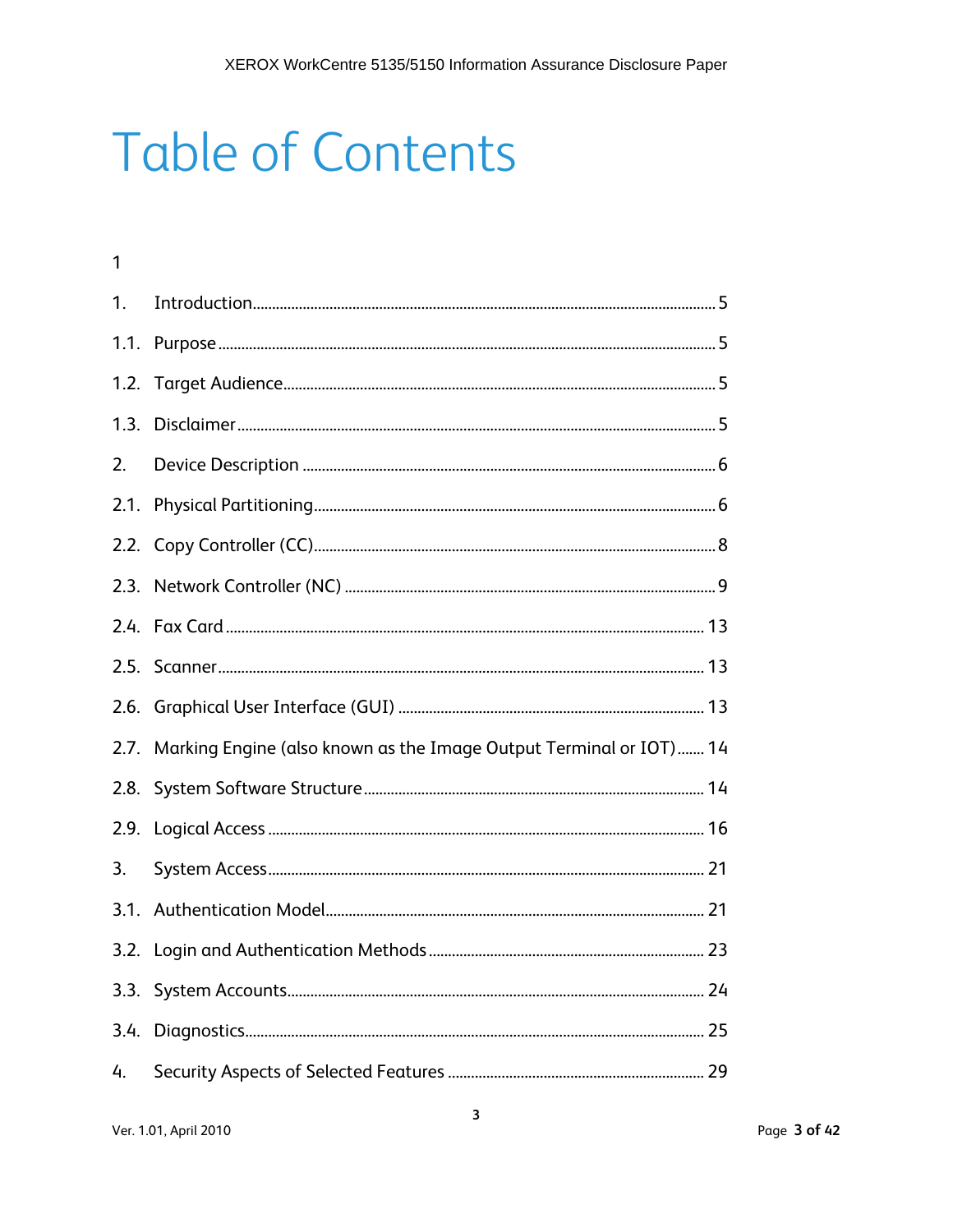# Table of Contents

1

| | | |
|---|---|---|
| 1. | Introduction | 5 |
| 1.1. | Purpose | 5 |
| 1.2. | Target Audience | 5 |
| 1.3. | Disclaimer | 5 |
| 2. | Device Description | 6 |
| 2.1. | Physical Partitioning | 6 |
| 2.2. | Copy Controller (CC) | 8 |
| 2.3. | Network Controller (NC) | 9 |
| 2.4. | Fax Card | 13 |
| 2.5. | Scanner | 13 |
| 2.6. | Graphical User Interface (GUI) | 13 |
| 2.7. | Marking Engine (also known as the Image Output Terminal or IOT) | 14 |
| 2.8. | System Software Structure | 14 |
| 2.9. | Logical Access | 16 |
| 3. | System Access | 21 |
| 3.1. | Authentication Model | 21 |
| 3.2. | Login and Authentication Methods | 23 |
| 3.3. | System Accounts | 24 |
| 3.4. | Diagnostics | 25 |
| 4. | Security Aspects of Selected Features | 29 |

Ver. 1.01, April 2010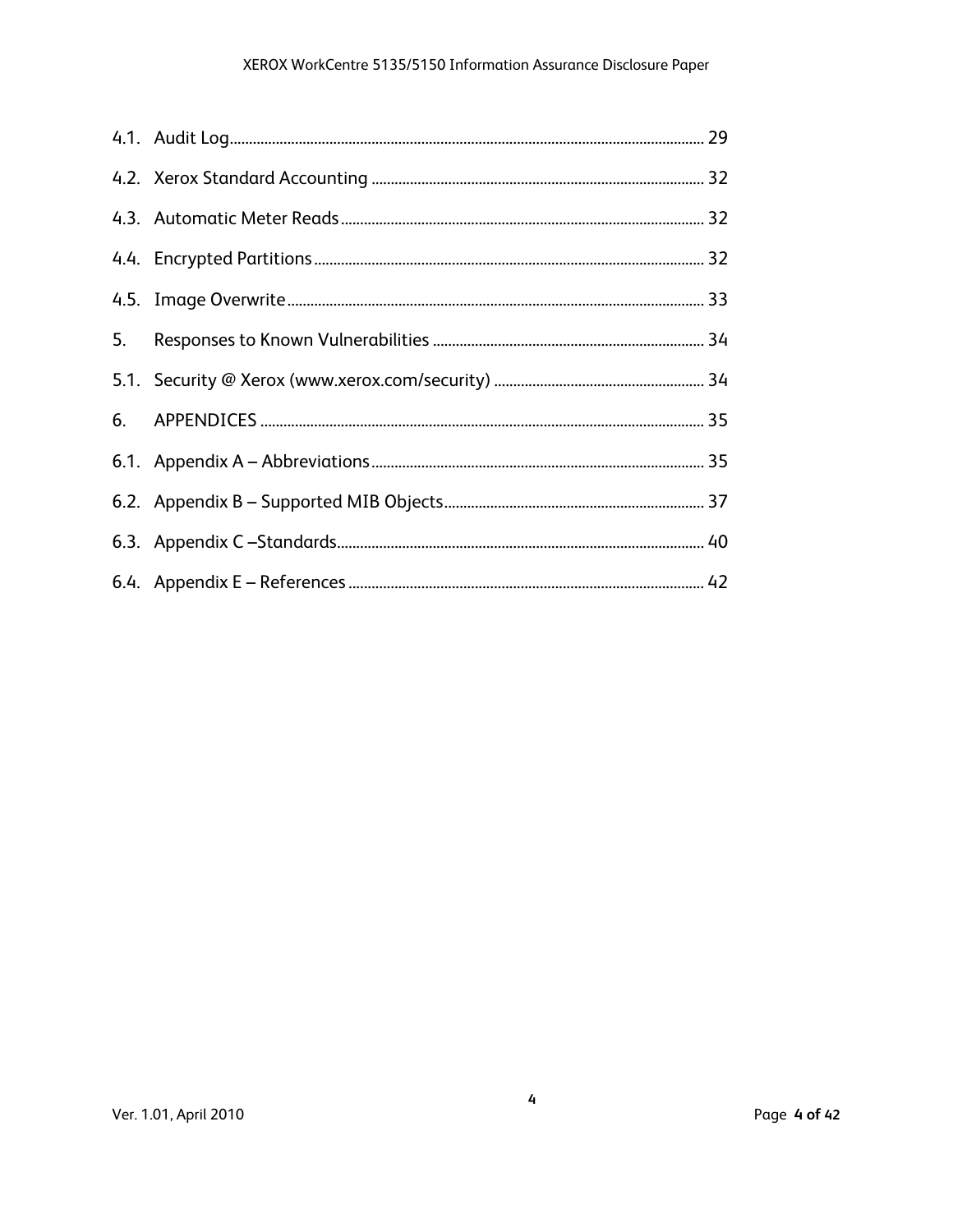4.1. Audit Log .......... 29

4.2. Xerox Standard Accounting .......... 32

4.3. Automatic Meter Reads .......... 32

4.4. Encrypted Partitions .......... 32

4.5. Image Overwrite .......... 33

5. Responses to Known Vulnerabilities .......... 34

5.1. Security @ Xerox (www.xerox.com/security) .......... 34

6. APPENDICES .......... 35

6.1. Appendix A – Abbreviations .......... 35

6.2. Appendix B – Supported MIB Objects .......... 37

6.3. Appendix C –Standards .......... 40

6.4. Appendix E – References .......... 42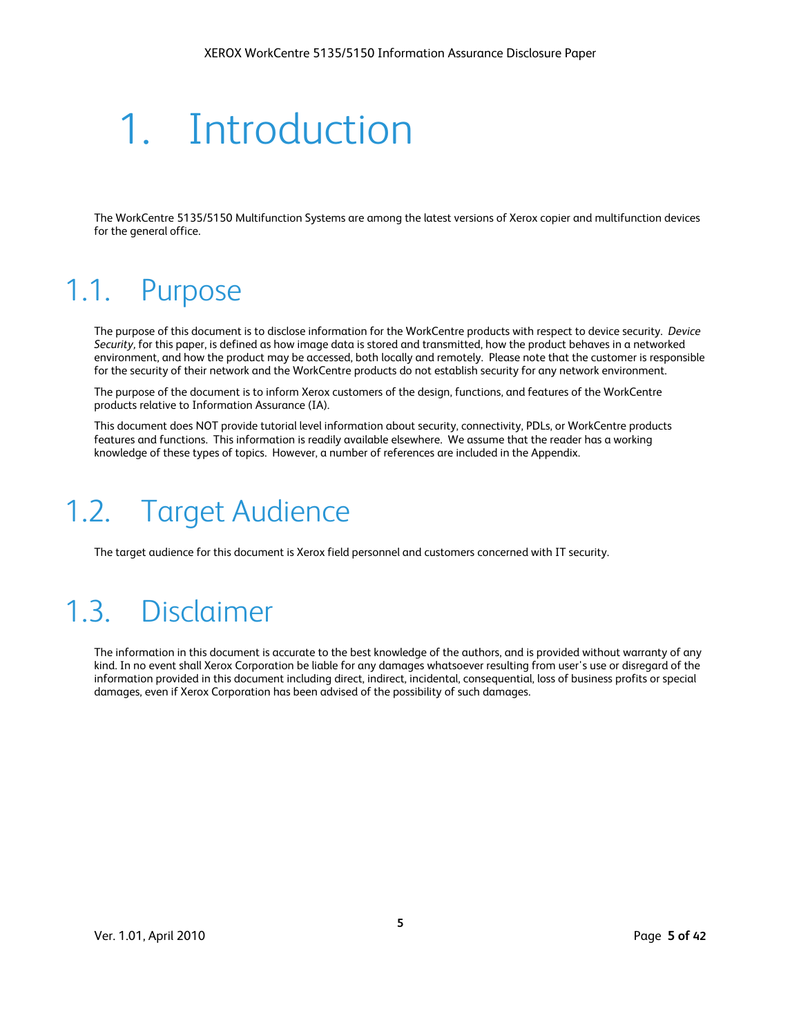# 1. Introduction

The WorkCentre 5135/5150 Multifunction Systems are among the latest versions of Xerox copier and multifunction devices for the general office.

## 1.1. Purpose

The purpose of this document is to disclose information for the WorkCentre products with respect to device security. *Device Security*, for this paper, is defined as how image data is stored and transmitted, how the product behaves in a networked environment, and how the product may be accessed, both locally and remotely. Please note that the customer is responsible for the security of their network and the WorkCentre products do not establish security for any network environment.

The purpose of the document is to inform Xerox customers of the design, functions, and features of the WorkCentre products relative to Information Assurance (IA).

This document does NOT provide tutorial level information about security, connectivity, PDLs, or WorkCentre products features and functions. This information is readily available elsewhere. We assume that the reader has a working knowledge of these types of topics. However, a number of references are included in the Appendix.

## 1.2. Target Audience

The target audience for this document is Xerox field personnel and customers concerned with IT security.

## 1.3. Disclaimer

The information in this document is accurate to the best knowledge of the authors, and is provided without warranty of any kind. In no event shall Xerox Corporation be liable for any damages whatsoever resulting from user's use or disregard of the information provided in this document including direct, indirect, incidental, consequential, loss of business profits or special damages, even if Xerox Corporation has been advised of the possibility of such damages.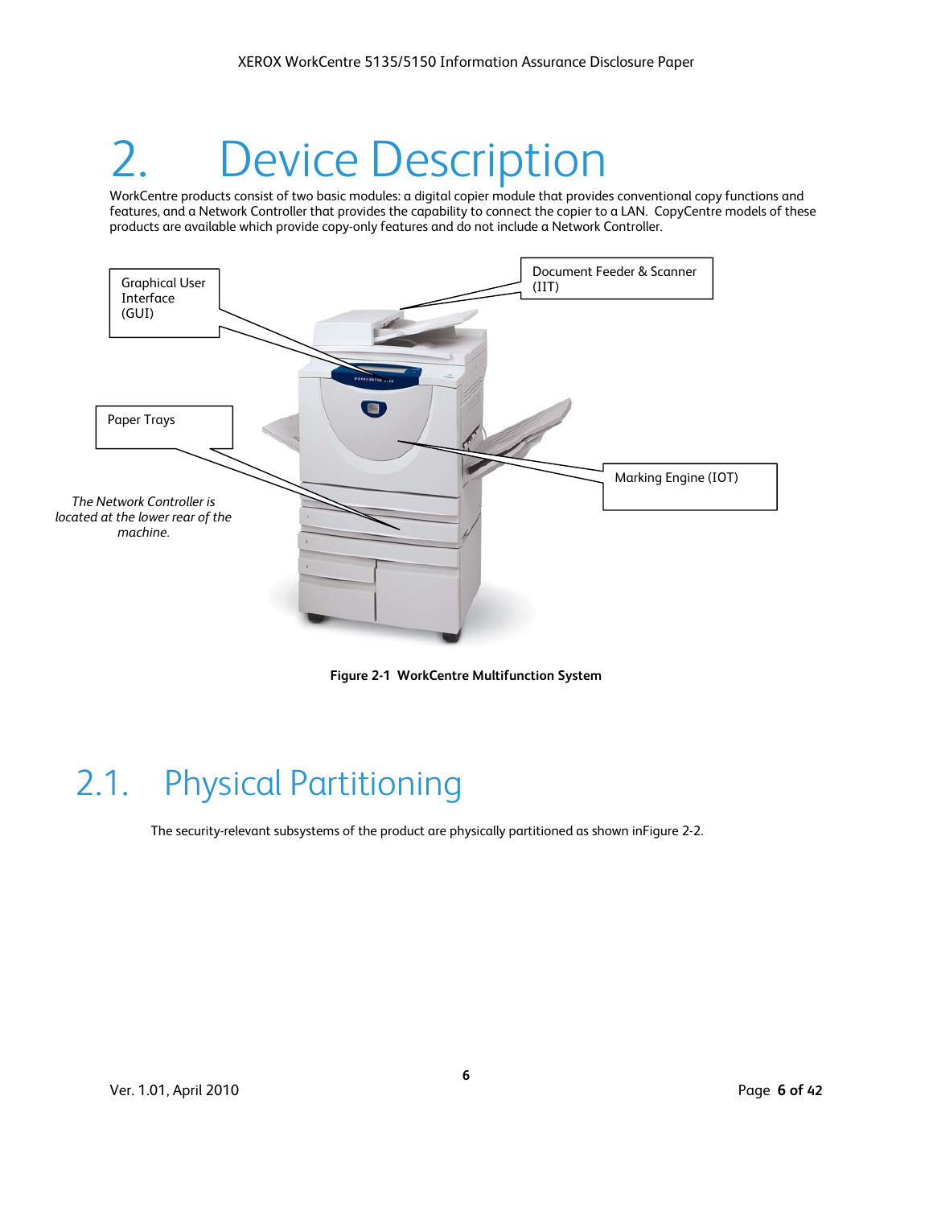# 2. Device Description

WorkCentre products consist of two basic modules: a digital copier module that provides conventional copy functions and features, and a Network Controller that provides the capability to connect the copier to a LAN. CopyCentre models of these products are available which provide copy-only features and do not include a Network Controller.

Graphical User Interface (GUI)

Document Feeder & Scanner (IIT)

Paper Trays

Marking Engine (IOT)

*The Network Controller is located at the lower rear of the machine.*

**Figure 2-1 WorkCentre Multifunction System**

## 2.1. Physical Partitioning

The security-relevant subsystems of the product are physically partitioned as shown inFigure 2-2.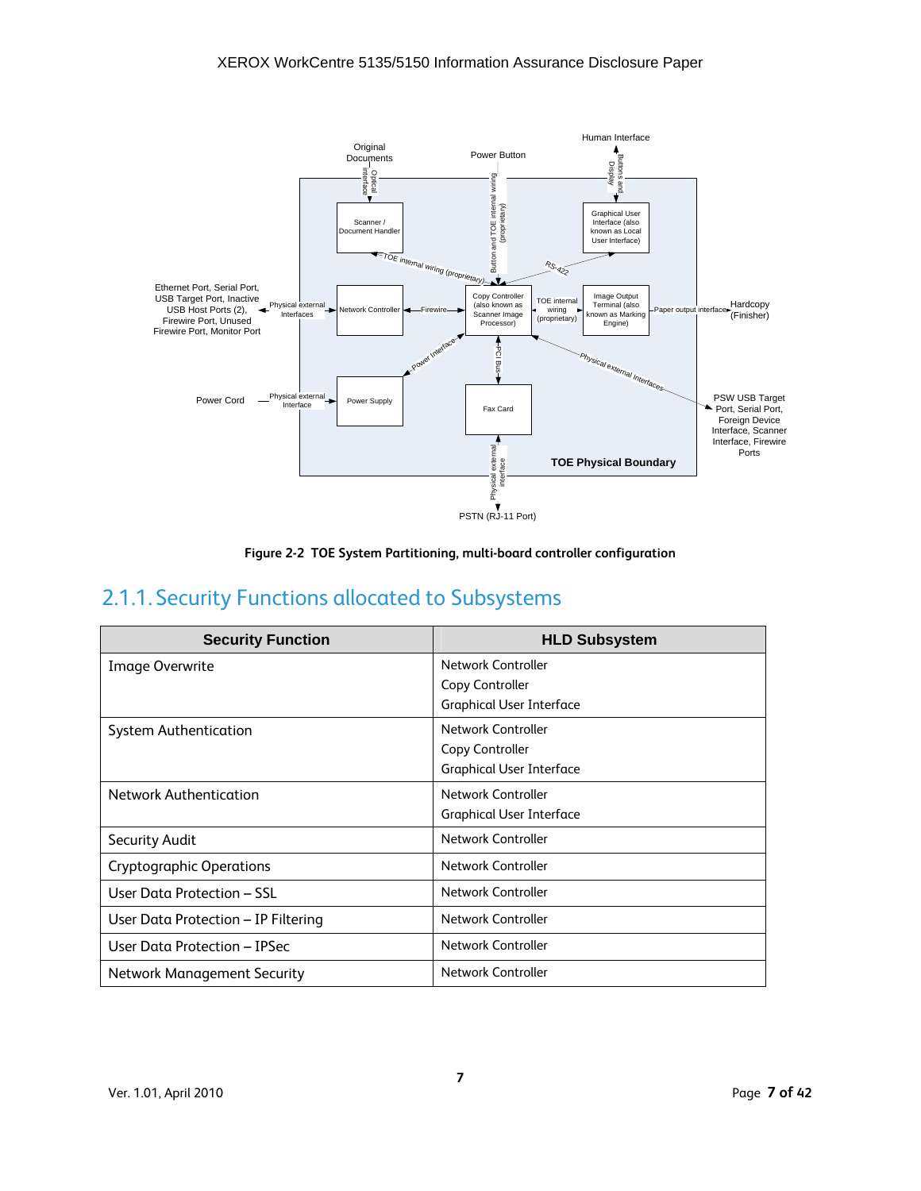Figure 2-2 TOE System Partitioning, multi-board controller configuration

## 2.1.1. Security Functions allocated to Subsystems

| Security Function | HLD Subsystem |
|---|---|
| Image Overwrite | Network Controller<br>Copy Controller<br>Graphical User Interface |
| System Authentication | Network Controller<br>Copy Controller<br>Graphical User Interface |
| Network Authentication | Network Controller<br>Graphical User Interface |
| Security Audit | Network Controller |
| Cryptographic Operations | Network Controller |
| User Data Protection – SSL | Network Controller |
| User Data Protection – IP Filtering | Network Controller |
| User Data Protection – IPSec | Network Controller |
| Network Management Security | Network Controller |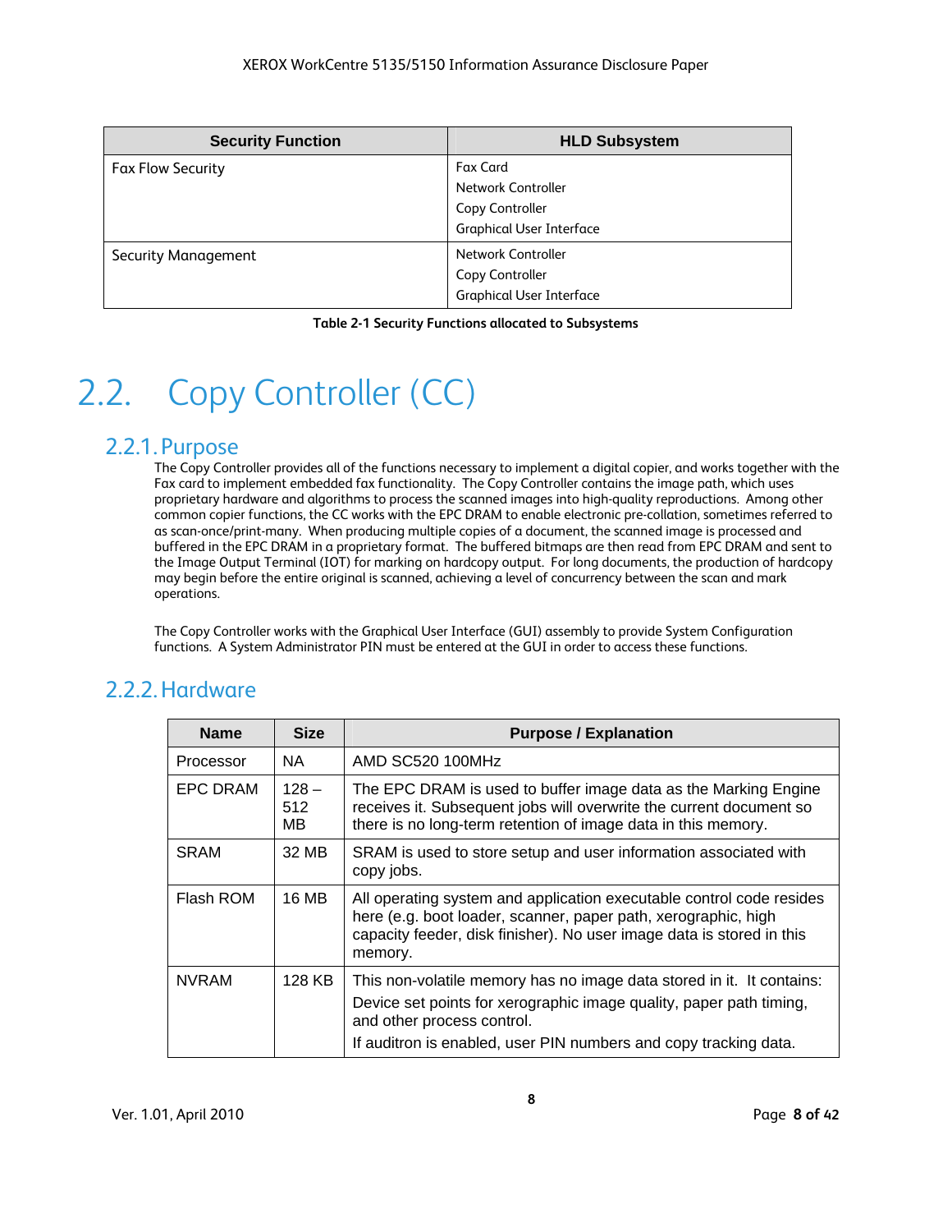| Security Function | HLD Subsystem |
|---|---|
| Fax Flow Security | Fax Card<br>Network Controller<br>Copy Controller<br>Graphical User Interface |
| Security Management | Network Controller<br>Copy Controller<br>Graphical User Interface |

**Table 2-1 Security Functions allocated to Subsystems**

# 2.2. Copy Controller (CC)

## 2.2.1. Purpose

The Copy Controller provides all of the functions necessary to implement a digital copier, and works together with the Fax card to implement embedded fax functionality. The Copy Controller contains the image path, which uses proprietary hardware and algorithms to process the scanned images into high-quality reproductions. Among other common copier functions, the CC works with the EPC DRAM to enable electronic pre-collation, sometimes referred to as scan-once/print-many. When producing multiple copies of a document, the scanned image is processed and buffered in the EPC DRAM in a proprietary format. The buffered bitmaps are then read from EPC DRAM and sent to the Image Output Terminal (IOT) for marking on hardcopy output. For long documents, the production of hardcopy may begin before the entire original is scanned, achieving a level of concurrency between the scan and mark operations.

The Copy Controller works with the Graphical User Interface (GUI) assembly to provide System Configuration functions. A System Administrator PIN must be entered at the GUI in order to access these functions.

## 2.2.2. Hardware

| Name | Size | Purpose / Explanation |
|---|---|---|
| Processor | NA | AMD SC520 100MHz |
| EPC DRAM | 128 – 512 MB | The EPC DRAM is used to buffer image data as the Marking Engine receives it. Subsequent jobs will overwrite the current document so there is no long-term retention of image data in this memory. |
| SRAM | 32 MB | SRAM is used to store setup and user information associated with copy jobs. |
| Flash ROM | 16 MB | All operating system and application executable control code resides here (e.g. boot loader, scanner, paper path, xerographic, high capacity feeder, disk finisher). No user image data is stored in this memory. |
| NVRAM | 128 KB | This non-volatile memory has no image data stored in it. It contains:<br>Device set points for xerographic image quality, paper path timing, and other process control.<br>If auditron is enabled, user PIN numbers and copy tracking data. |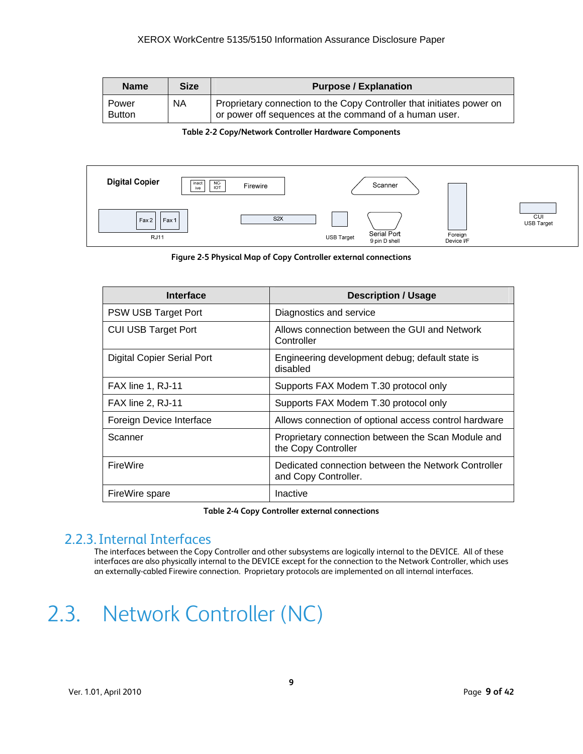| Name | Size | Purpose / Explanation |
|---|---|---|
| Power Button | NA | Proprietary connection to the Copy Controller that initiates power on or power off sequences at the command of a human user. |

Table 2-2 Copy/Network Controller Hardware Components

Figure 2-5 Physical Map of Copy Controller external connections

| Interface | Description / Usage |
|---|---|
| PSW USB Target Port | Diagnostics and service |
| CUI USB Target Port | Allows connection between the GUI and Network Controller |
| Digital Copier Serial Port | Engineering development debug; default state is disabled |
| FAX line 1, RJ-11 | Supports FAX Modem T.30 protocol only |
| FAX line 2, RJ-11 | Supports FAX Modem T.30 protocol only |
| Foreign Device Interface | Allows connection of optional access control hardware |
| Scanner | Proprietary connection between the Scan Module and the Copy Controller |
| FireWire | Dedicated connection between the Network Controller and Copy Controller. |
| FireWire spare | Inactive |

Table 2-4 Copy Controller external connections

### 2.2.3. Internal Interfaces

The interfaces between the Copy Controller and other subsystems are logically internal to the DEVICE. All of these interfaces are also physically internal to the DEVICE except for the connection to the Network Controller, which uses an externally-cabled Firewire connection. Proprietary protocols are implemented on all internal interfaces.

## 2.3. Network Controller (NC)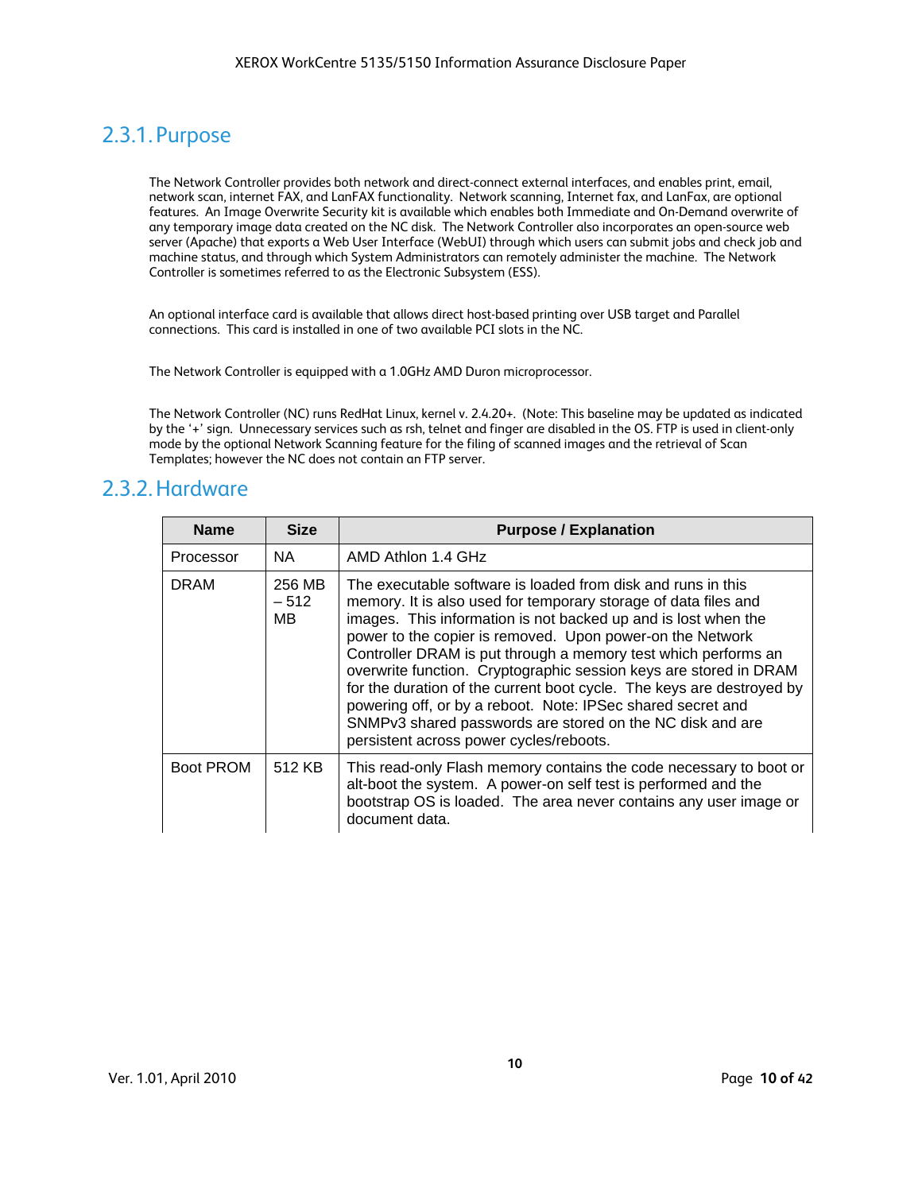## 2.3.1. Purpose

The Network Controller provides both network and direct-connect external interfaces, and enables print, email, network scan, internet FAX, and LanFAX functionality. Network scanning, Internet fax, and LanFax, are optional features. An Image Overwrite Security kit is available which enables both Immediate and On-Demand overwrite of any temporary image data created on the NC disk. The Network Controller also incorporates an open-source web server (Apache) that exports a Web User Interface (WebUI) through which users can submit jobs and check job and machine status, and through which System Administrators can remotely administer the machine. The Network Controller is sometimes referred to as the Electronic Subsystem (ESS).

An optional interface card is available that allows direct host-based printing over USB target and Parallel connections. This card is installed in one of two available PCI slots in the NC.

The Network Controller is equipped with a 1.0GHz AMD Duron microprocessor.

The Network Controller (NC) runs RedHat Linux, kernel v. 2.4.20+. (Note: This baseline may be updated as indicated by the '+' sign. Unnecessary services such as rsh, telnet and finger are disabled in the OS. FTP is used in client-only mode by the optional Network Scanning feature for the filing of scanned images and the retrieval of Scan Templates; however the NC does not contain an FTP server.

## 2.3.2. Hardware

| Name | Size | Purpose / Explanation |
|---|---|---|
| Processor | NA | AMD Athlon 1.4 GHz |
| DRAM | 256 MB – 512 MB | The executable software is loaded from disk and runs in this memory. It is also used for temporary storage of data files and images. This information is not backed up and is lost when the power to the copier is removed. Upon power-on the Network Controller DRAM is put through a memory test which performs an overwrite function. Cryptographic session keys are stored in DRAM for the duration of the current boot cycle. The keys are destroyed by powering off, or by a reboot. Note: IPSec shared secret and SNMPv3 shared passwords are stored on the NC disk and are persistent across power cycles/reboots. |
| Boot PROM | 512 KB | This read-only Flash memory contains the code necessary to boot or alt-boot the system. A power-on self test is performed and the bootstrap OS is loaded. The area never contains any user image or document data. |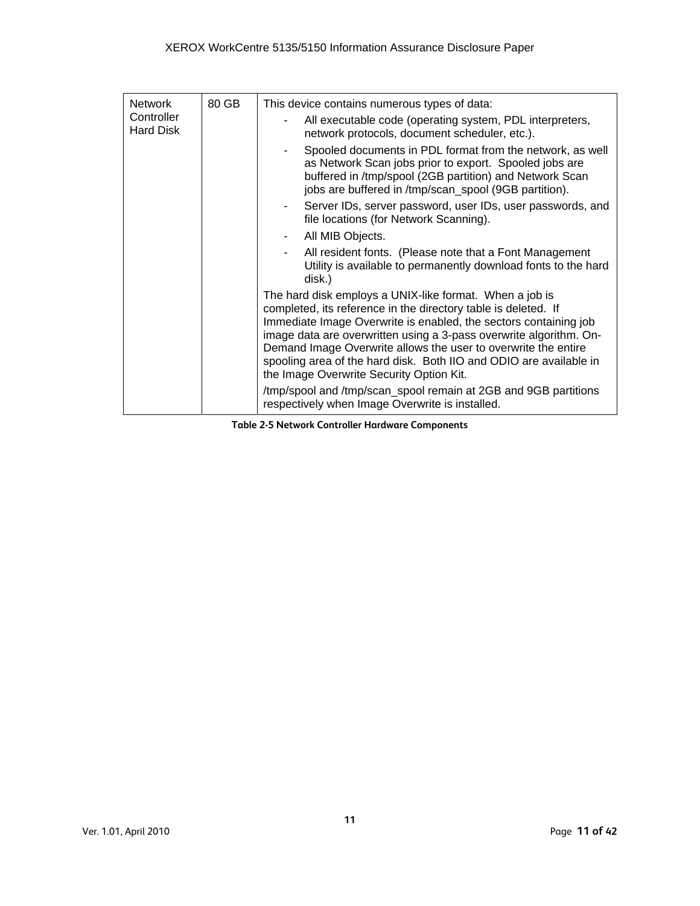| | | |
|---|---|---|
| Network Controller Hard Disk | 80 GB | This device contains numerous types of data:<br>- All executable code (operating system, PDL interpreters, network protocols, document scheduler, etc.).<br>- Spooled documents in PDL format from the network, as well as Network Scan jobs prior to export. Spooled jobs are buffered in /tmp/spool (2GB partition) and Network Scan jobs are buffered in /tmp/scan_spool (9GB partition).<br>- Server IDs, server password, user IDs, user passwords, and file locations (for Network Scanning).<br>- All MIB Objects.<br>- All resident fonts. (Please note that a Font Management Utility is available to permanently download fonts to the hard disk.)<br>The hard disk employs a UNIX-like format. When a job is completed, its reference in the directory table is deleted. If Immediate Image Overwrite is enabled, the sectors containing job image data are overwritten using a 3-pass overwrite algorithm. On-Demand Image Overwrite allows the user to overwrite the entire spooling area of the hard disk. Both IIO and ODIO are available in the Image Overwrite Security Option Kit.<br>/tmp/spool and /tmp/scan_spool remain at 2GB and 9GB partitions respectively when Image Overwrite is installed. |

Table 2-5 Network Controller Hardware Components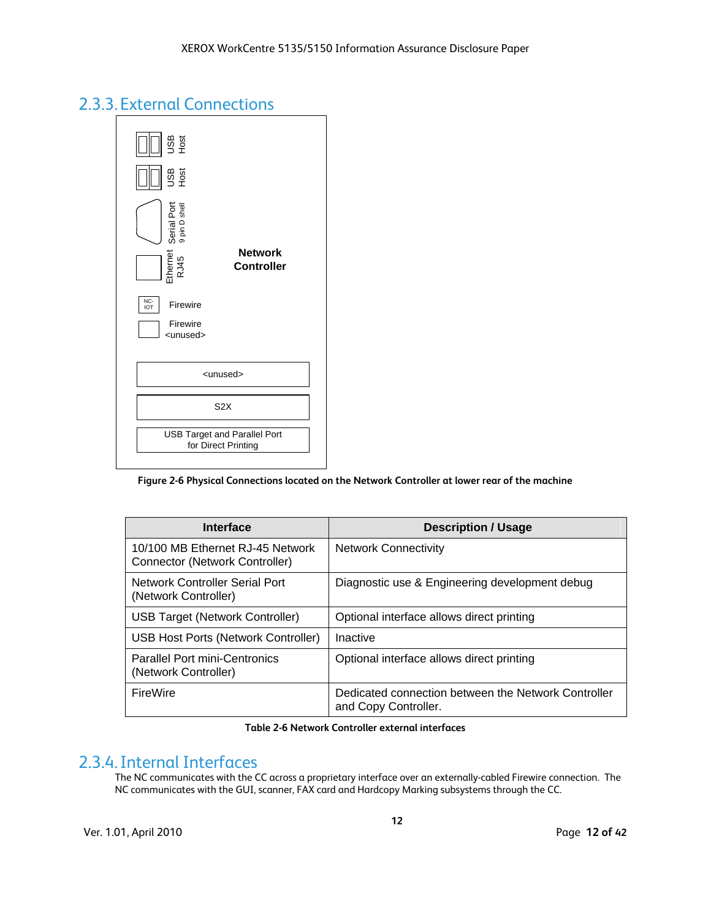## 2.3.3. External Connections

USB Host

USB Host

Serial Port 9 pin D shell

Ethernet RJ45

Network Controller

NC-IOT Firewire

Firewire <unused>

<unused>

S2X

USB Target and Parallel Port for Direct Printing

**Figure 2-6 Physical Connections located on the Network Controller at lower rear of the machine**

| Interface | Description / Usage |
|---|---|
| 10/100 MB Ethernet RJ-45 Network Connector (Network Controller) | Network Connectivity |
| Network Controller Serial Port (Network Controller) | Diagnostic use & Engineering development debug |
| USB Target (Network Controller) | Optional interface allows direct printing |
| USB Host Ports (Network Controller) | Inactive |
| Parallel Port mini-Centronics (Network Controller) | Optional interface allows direct printing |
| FireWire | Dedicated connection between the Network Controller and Copy Controller. |

**Table 2-6 Network Controller external interfaces**

## 2.3.4. Internal Interfaces

The NC communicates with the CC across a proprietary interface over an externally-cabled Firewire connection. The NC communicates with the GUI, scanner, FAX card and Hardcopy Marking subsystems through the CC.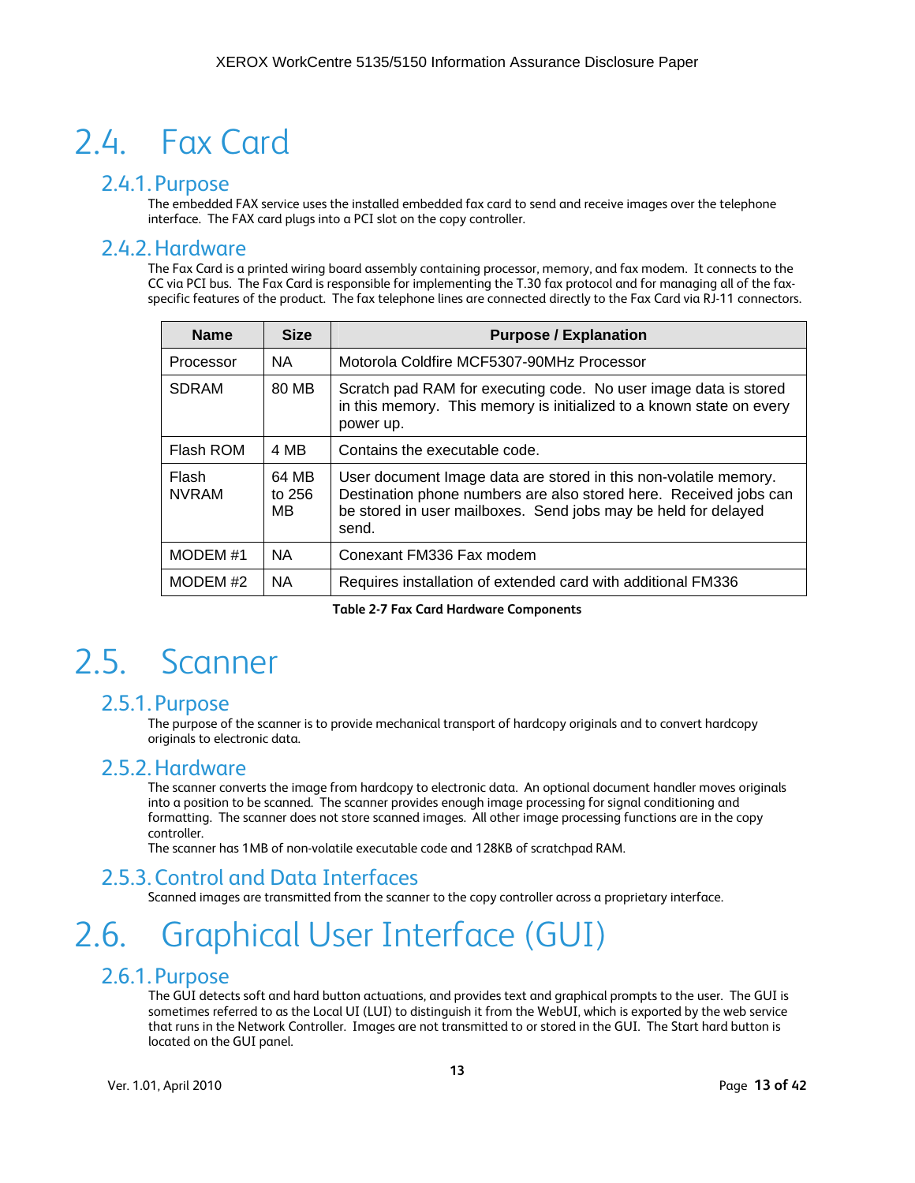## 2.4. Fax Card

### 2.4.1. Purpose

The embedded FAX service uses the installed embedded fax card to send and receive images over the telephone interface. The FAX card plugs into a PCI slot on the copy controller.

### 2.4.2. Hardware

The Fax Card is a printed wiring board assembly containing processor, memory, and fax modem. It connects to the CC via PCI bus. The Fax Card is responsible for implementing the T.30 fax protocol and for managing all of the fax-specific features of the product. The fax telephone lines are connected directly to the Fax Card via RJ-11 connectors.

| Name | Size | Purpose / Explanation |
|---|---|---|
| Processor | NA | Motorola Coldfire MCF5307-90MHz Processor |
| SDRAM | 80 MB | Scratch pad RAM for executing code. No user image data is stored in this memory. This memory is initialized to a known state on every power up. |
| Flash ROM | 4 MB | Contains the executable code. |
| Flash NVRAM | 64 MB to 256 MB | User document Image data are stored in this non-volatile memory. Destination phone numbers are also stored here. Received jobs can be stored in user mailboxes. Send jobs may be held for delayed send. |
| MODEM #1 | NA | Conexant FM336 Fax modem |
| MODEM #2 | NA | Requires installation of extended card with additional FM336 |

**Table 2-7 Fax Card Hardware Components**

## 2.5. Scanner

### 2.5.1. Purpose

The purpose of the scanner is to provide mechanical transport of hardcopy originals and to convert hardcopy originals to electronic data.

### 2.5.2. Hardware

The scanner converts the image from hardcopy to electronic data. An optional document handler moves originals into a position to be scanned. The scanner provides enough image processing for signal conditioning and formatting. The scanner does not store scanned images. All other image processing functions are in the copy controller.

The scanner has 1MB of non-volatile executable code and 128KB of scratchpad RAM.

### 2.5.3. Control and Data Interfaces

Scanned images are transmitted from the scanner to the copy controller across a proprietary interface.

## 2.6. Graphical User Interface (GUI)

### 2.6.1. Purpose

The GUI detects soft and hard button actuations, and provides text and graphical prompts to the user. The GUI is sometimes referred to as the Local UI (LUI) to distinguish it from the WebUI, which is exported by the web service that runs in the Network Controller. Images are not transmitted to or stored in the GUI. The Start hard button is located on the GUI panel.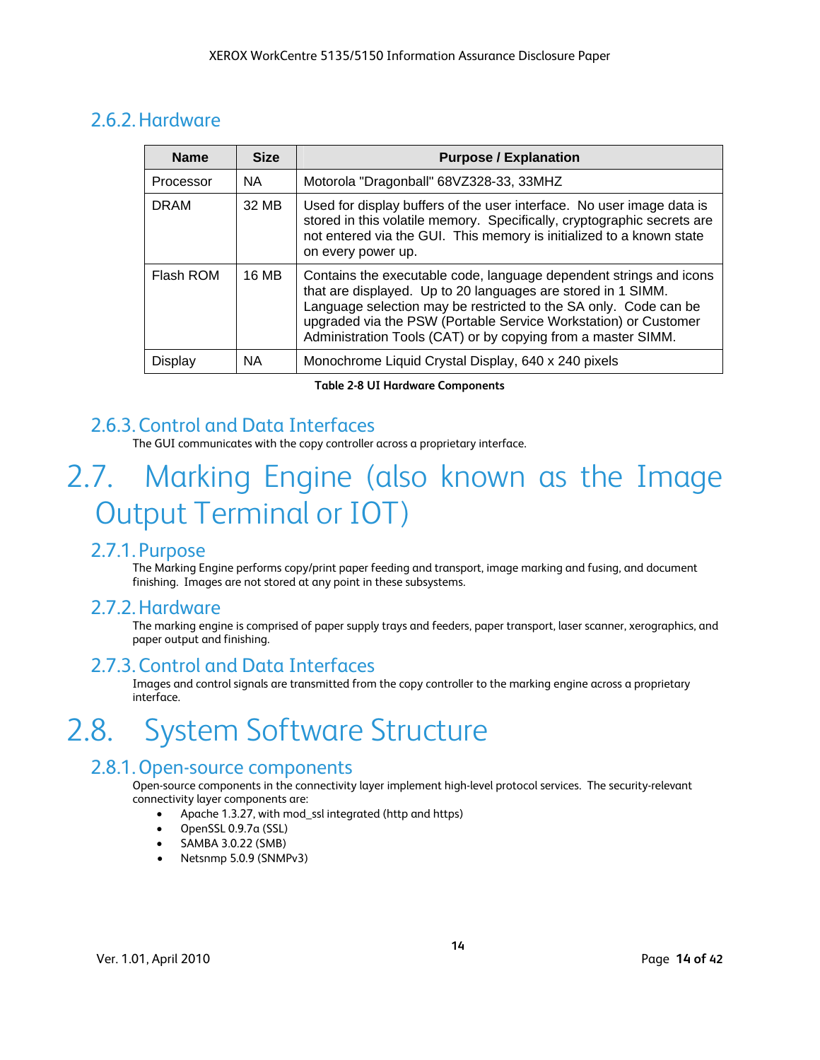### 2.6.2. Hardware

| Name | Size | Purpose / Explanation |
|---|---|---|
| Processor | NA | Motorola "Dragonball" 68VZ328-33, 33MHZ |
| DRAM | 32 MB | Used for display buffers of the user interface. No user image data is stored in this volatile memory. Specifically, cryptographic secrets are not entered via the GUI. This memory is initialized to a known state on every power up. |
| Flash ROM | 16 MB | Contains the executable code, language dependent strings and icons that are displayed. Up to 20 languages are stored in 1 SIMM. Language selection may be restricted to the SA only. Code can be upgraded via the PSW (Portable Service Workstation) or Customer Administration Tools (CAT) or by copying from a master SIMM. |
| Display | NA | Monochrome Liquid Crystal Display, 640 x 240 pixels |

**Table 2-8 UI Hardware Components**

### 2.6.3. Control and Data Interfaces

The GUI communicates with the copy controller across a proprietary interface.

## 2.7. Marking Engine (also known as the Image Output Terminal or IOT)

### 2.7.1. Purpose

The Marking Engine performs copy/print paper feeding and transport, image marking and fusing, and document finishing. Images are not stored at any point in these subsystems.

### 2.7.2. Hardware

The marking engine is comprised of paper supply trays and feeders, paper transport, laser scanner, xerographics, and paper output and finishing.

### 2.7.3. Control and Data Interfaces

Images and control signals are transmitted from the copy controller to the marking engine across a proprietary interface.

## 2.8. System Software Structure

### 2.8.1. Open-source components

Open-source components in the connectivity layer implement high-level protocol services. The security-relevant connectivity layer components are:

- Apache 1.3.27, with mod_ssl integrated (http and https)
- OpenSSL 0.9.7a (SSL)
- SAMBA 3.0.22 (SMB)
- Netsnmp 5.0.9 (SNMPv3)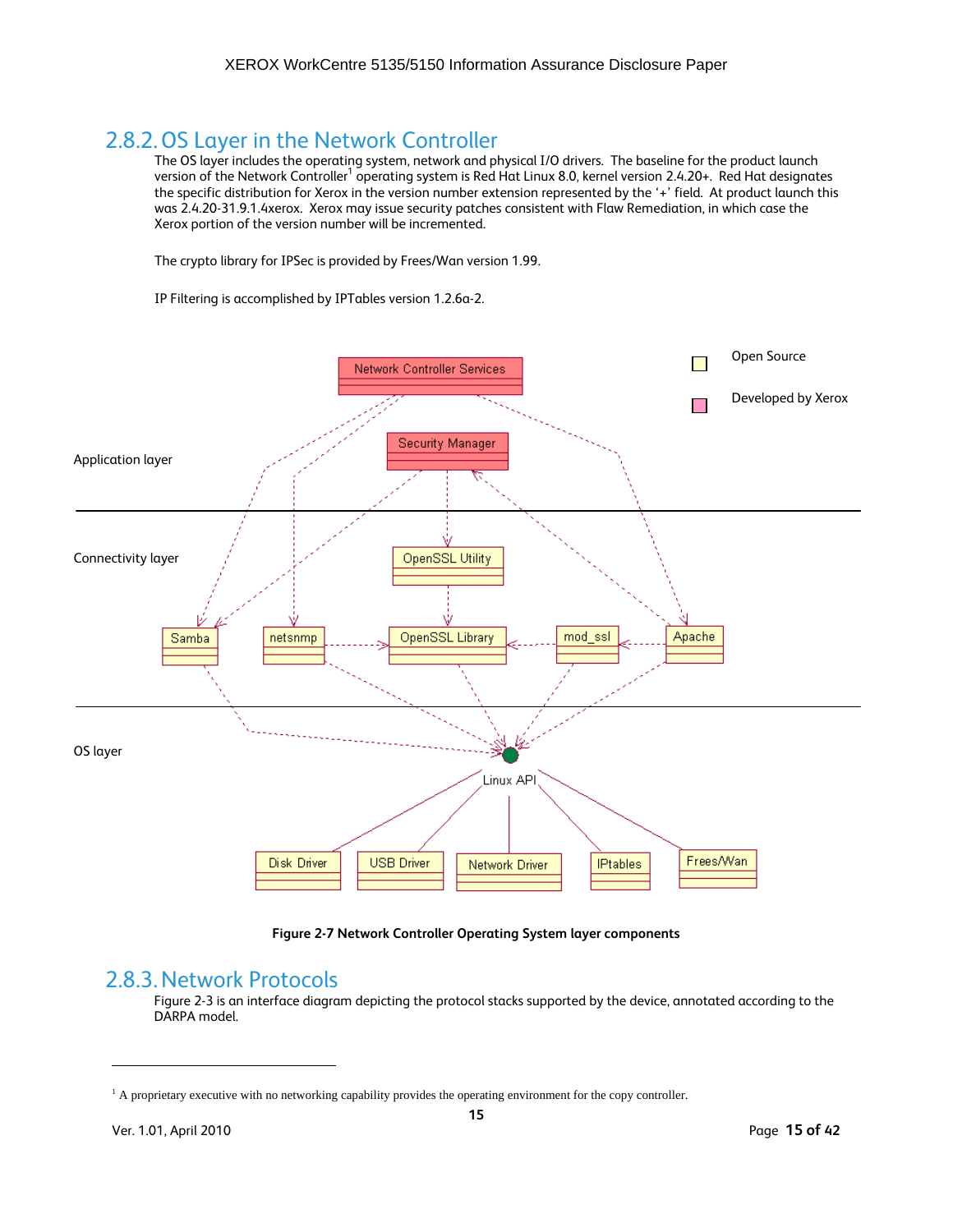## 2.8.2. OS Layer in the Network Controller

The OS layer includes the operating system, network and physical I/O drivers. The baseline for the product launch version of the Network Controller[1] operating system is Red Hat Linux 8.0, kernel version 2.4.20+. Red Hat designates the specific distribution for Xerox in the version number extension represented by the '+' field. At product launch this was 2.4.20-31.9.1.4xerox. Xerox may issue security patches consistent with Flaw Remediation, in which case the Xerox portion of the version number will be incremented.

The crypto library for IPSec is provided by Frees/Wan version 1.99.

IP Filtering is accomplished by IPTables version 1.2.6a-2.

**Figure 2-7 Network Controller Operating System layer components**

## 2.8.3. Network Protocols

Figure 2-3 is an interface diagram depicting the protocol stacks supported by the device, annotated according to the DARPA model.

---

[1] A proprietary executive with no networking capability provides the operating environment for the copy controller.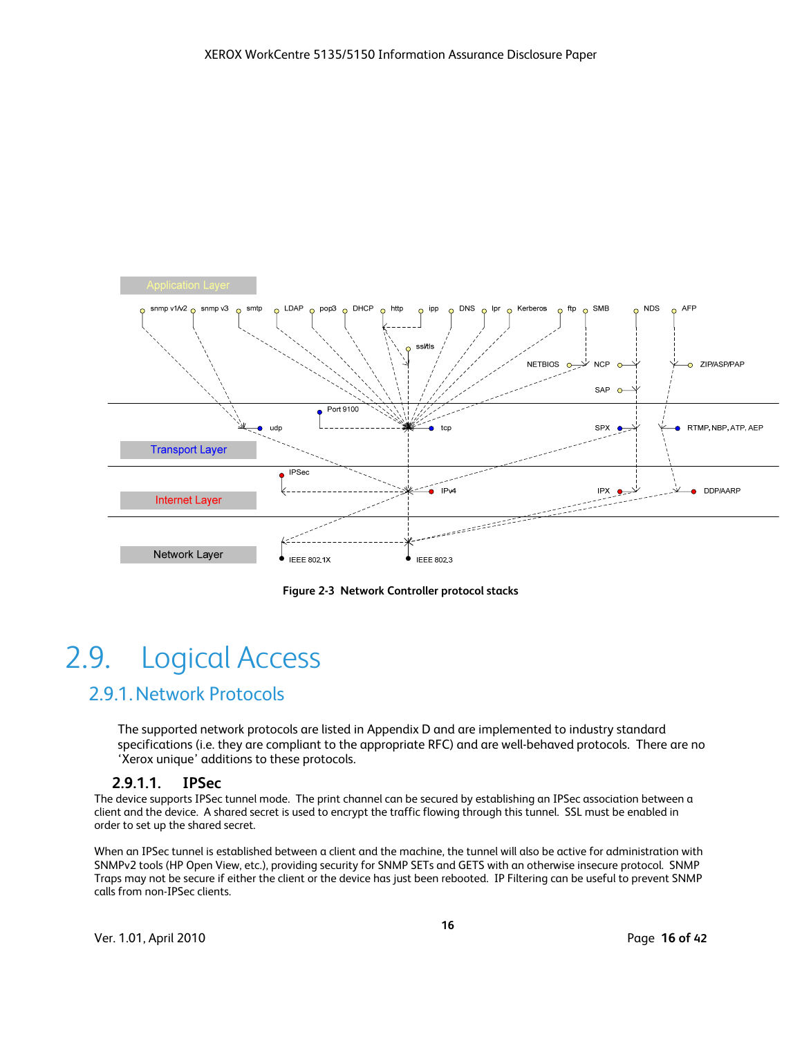Figure 2-3 Network Controller protocol stacks

# 2.9. Logical Access

## 2.9.1. Network Protocols

The supported network protocols are listed in Appendix D and are implemented to industry standard specifications (i.e. they are compliant to the appropriate RFC) and are well-behaved protocols. There are no 'Xerox unique' additions to these protocols.

### 2.9.1.1. IPSec

The device supports IPSec tunnel mode. The print channel can be secured by establishing an IPSec association between a client and the device. A shared secret is used to encrypt the traffic flowing through this tunnel. SSL must be enabled in order to set up the shared secret.

When an IPSec tunnel is established between a client and the machine, the tunnel will also be active for administration with SNMPv2 tools (HP Open View, etc.), providing security for SNMP SETs and GETS with an otherwise insecure protocol. SNMP Traps may not be secure if either the client or the device has just been rebooted. IP Filtering can be useful to prevent SNMP calls from non-IPSec clients.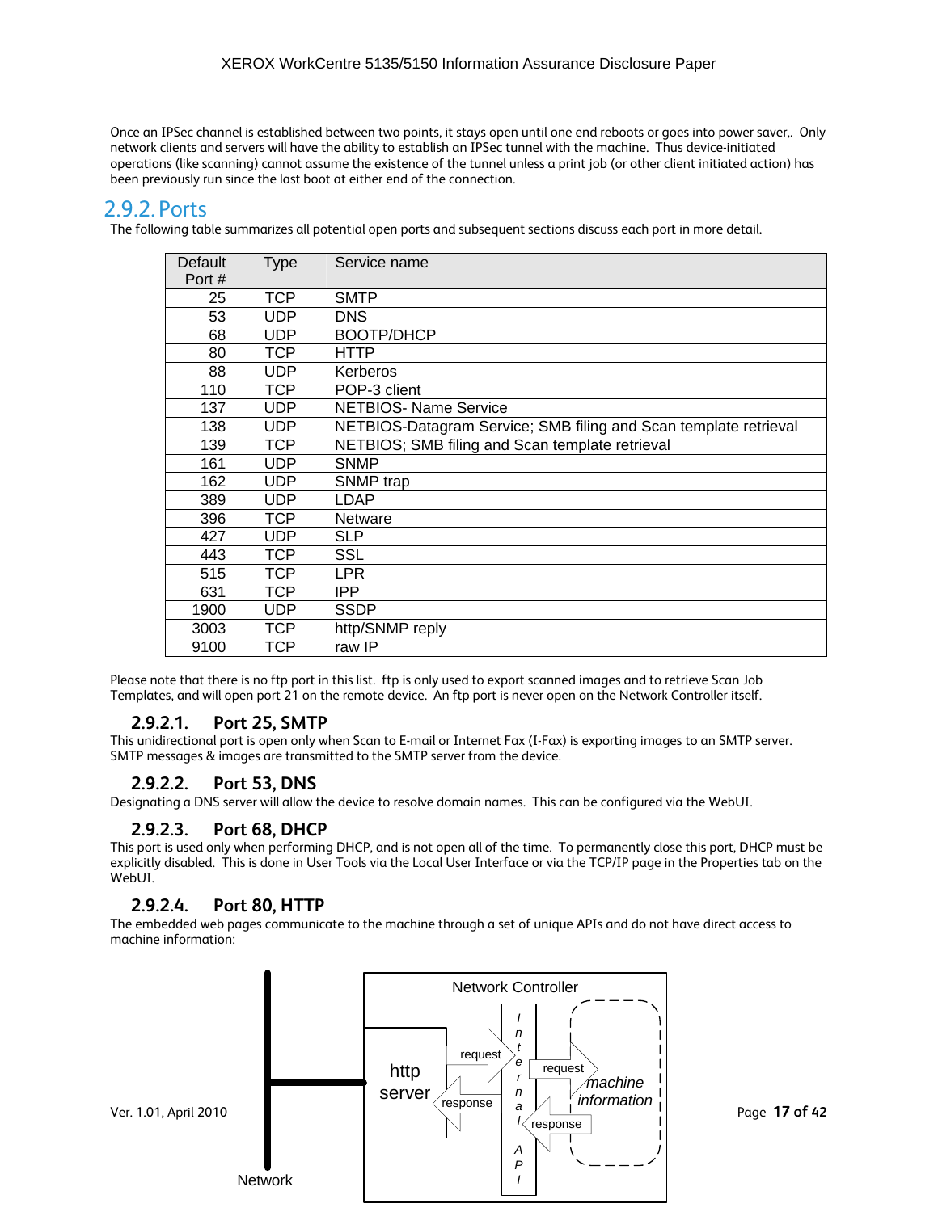Once an IPSec channel is established between two points, it stays open until one end reboots or goes into power saver,. Only network clients and servers will have the ability to establish an IPSec tunnel with the machine. Thus device-initiated operations (like scanning) cannot assume the existence of the tunnel unless a print job (or other client initiated action) has been previously run since the last boot at either end of the connection.

## 2.9.2. Ports

The following table summarizes all potential open ports and subsequent sections discuss each port in more detail.

| Default Port # | Type | Service name |
|---|---|---|
| 25 | TCP | SMTP |
| 53 | UDP | DNS |
| 68 | UDP | BOOTP/DHCP |
| 80 | TCP | HTTP |
| 88 | UDP | Kerberos |
| 110 | TCP | POP-3 client |
| 137 | UDP | NETBIOS- Name Service |
| 138 | UDP | NETBIOS-Datagram Service; SMB filing and Scan template retrieval |
| 139 | TCP | NETBIOS; SMB filing and Scan template retrieval |
| 161 | UDP | SNMP |
| 162 | UDP | SNMP trap |
| 389 | UDP | LDAP |
| 396 | TCP | Netware |
| 427 | UDP | SLP |
| 443 | TCP | SSL |
| 515 | TCP | LPR |
| 631 | TCP | IPP |
| 1900 | UDP | SSDP |
| 3003 | TCP | http/SNMP reply |
| 9100 | TCP | raw IP |

Please note that there is no ftp port in this list. ftp is only used to export scanned images and to retrieve Scan Job Templates, and will open port 21 on the remote device. An ftp port is never open on the Network Controller itself.

### 2.9.2.1. Port 25, SMTP

This unidirectional port is open only when Scan to E-mail or Internet Fax (I-Fax) is exporting images to an SMTP server. SMTP messages & images are transmitted to the SMTP server from the device.

### 2.9.2.2. Port 53, DNS

Designating a DNS server will allow the device to resolve domain names. This can be configured via the WebUI.

### 2.9.2.3. Port 68, DHCP

This port is used only when performing DHCP, and is not open all of the time. To permanently close this port, DHCP must be explicitly disabled. This is done in User Tools via the Local User Interface or via the TCP/IP page in the Properties tab on the WebUI.

### 2.9.2.4. Port 80, HTTP

The embedded web pages communicate to the machine through a set of unique APIs and do not have direct access to machine information:

Network Controller

http server — request → Internal API — request → machine information

machine information — response → Internal API — response → http server

Network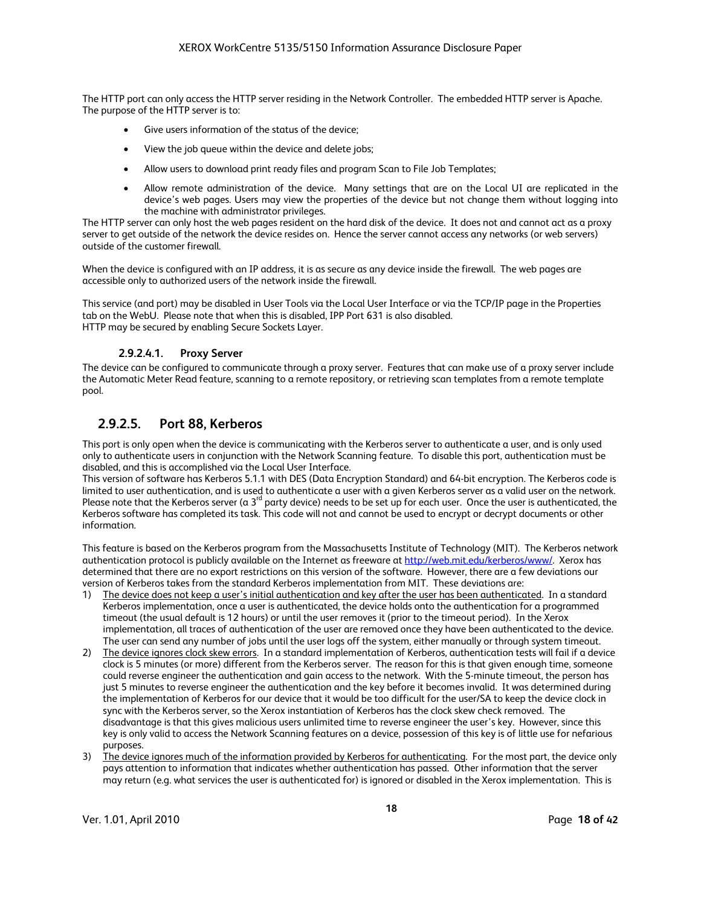The HTTP port can only access the HTTP server residing in the Network Controller. The embedded HTTP server is Apache. The purpose of the HTTP server is to:

- Give users information of the status of the device;
- View the job queue within the device and delete jobs;
- Allow users to download print ready files and program Scan to File Job Templates;
- Allow remote administration of the device. Many settings that are on the Local UI are replicated in the device's web pages. Users may view the properties of the device but not change them without logging into the machine with administrator privileges.

The HTTP server can only host the web pages resident on the hard disk of the device. It does not and cannot act as a proxy server to get outside of the network the device resides on. Hence the server cannot access any networks (or web servers) outside of the customer firewall.

When the device is configured with an IP address, it is as secure as any device inside the firewall. The web pages are accessible only to authorized users of the network inside the firewall.

This service (and port) may be disabled in User Tools via the Local User Interface or via the TCP/IP page in the Properties tab on the WebU. Please note that when this is disabled, IPP Port 631 is also disabled.
HTTP may be secured by enabling Secure Sockets Layer.

#### 2.9.2.4.1. Proxy Server

The device can be configured to communicate through a proxy server. Features that can make use of a proxy server include the Automatic Meter Read feature, scanning to a remote repository, or retrieving scan templates from a remote template pool.

### 2.9.2.5. Port 88, Kerberos

This port is only open when the device is communicating with the Kerberos server to authenticate a user, and is only used only to authenticate users in conjunction with the Network Scanning feature. To disable this port, authentication must be disabled, and this is accomplished via the Local User Interface.
This version of software has Kerberos 5.1.1 with DES (Data Encryption Standard) and 64-bit encryption. The Kerberos code is limited to user authentication, and is used to authenticate a user with a given Kerberos server as a valid user on the network. Please note that the Kerberos server (a 3rd party device) needs to be set up for each user. Once the user is authenticated, the Kerberos software has completed its task. This code will not and cannot be used to encrypt or decrypt documents or other information.

This feature is based on the Kerberos program from the Massachusetts Institute of Technology (MIT). The Kerberos network authentication protocol is publicly available on the Internet as freeware at http://web.mit.edu/kerberos/www/. Xerox has determined that there are no export restrictions on this version of the software. However, there are a few deviations our version of Kerberos takes from the standard Kerberos implementation from MIT. These deviations are:

1) The device does not keep a user's initial authentication and key after the user has been authenticated. In a standard Kerberos implementation, once a user is authenticated, the device holds onto the authentication for a programmed timeout (the usual default is 12 hours) or until the user removes it (prior to the timeout period). In the Xerox implementation, all traces of authentication of the user are removed once they have been authenticated to the device. The user can send any number of jobs until the user logs off the system, either manually or through system timeout.
2) The device ignores clock skew errors. In a standard implementation of Kerberos, authentication tests will fail if a device clock is 5 minutes (or more) different from the Kerberos server. The reason for this is that given enough time, someone could reverse engineer the authentication and gain access to the network. With the 5-minute timeout, the person has just 5 minutes to reverse engineer the authentication and the key before it becomes invalid. It was determined during the implementation of Kerberos for our device that it would be too difficult for the user/SA to keep the device clock in sync with the Kerberos server, so the Xerox instantiation of Kerberos has the clock skew check removed. The disadvantage is that this gives malicious users unlimited time to reverse engineer the user's key. However, since this key is only valid to access the Network Scanning features on a device, possession of this key is of little use for nefarious purposes.
3) The device ignores much of the information provided by Kerberos for authenticating. For the most part, the device only pays attention to information that indicates whether authentication has passed. Other information that the server may return (e.g. what services the user is authenticated for) is ignored or disabled in the Xerox implementation. This is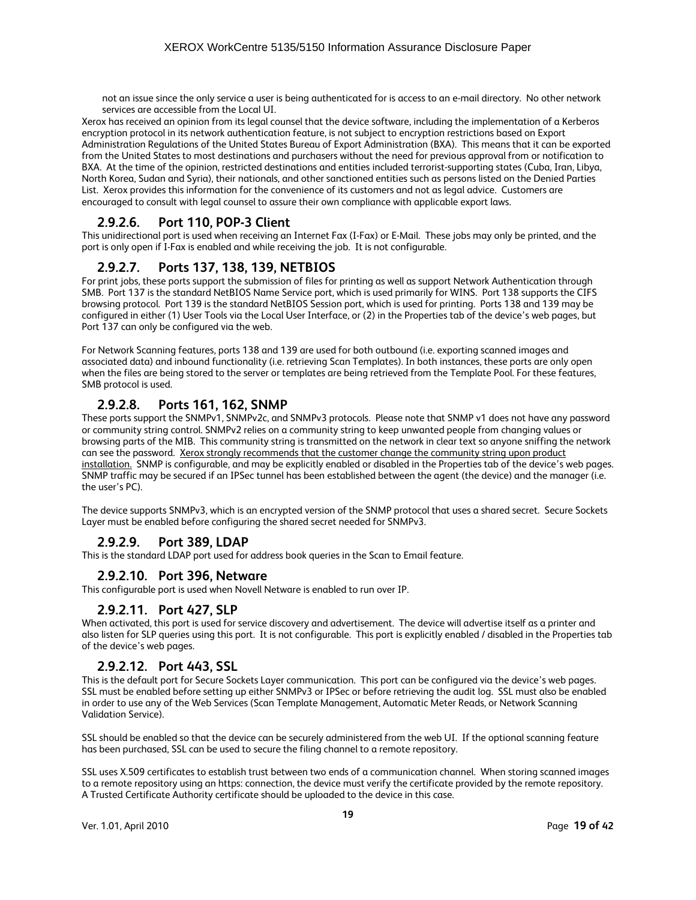not an issue since the only service a user is being authenticated for is access to an e-mail directory. No other network services are accessible from the Local UI.

Xerox has received an opinion from its legal counsel that the device software, including the implementation of a Kerberos encryption protocol in its network authentication feature, is not subject to encryption restrictions based on Export Administration Regulations of the United States Bureau of Export Administration (BXA). This means that it can be exported from the United States to most destinations and purchasers without the need for previous approval from or notification to BXA. At the time of the opinion, restricted destinations and entities included terrorist-supporting states (Cuba, Iran, Libya, North Korea, Sudan and Syria), their nationals, and other sanctioned entities such as persons listed on the Denied Parties List. Xerox provides this information for the convenience of its customers and not as legal advice. Customers are encouraged to consult with legal counsel to assure their own compliance with applicable export laws.

### 2.9.2.6. Port 110, POP-3 Client

This unidirectional port is used when receiving an Internet Fax (I-Fax) or E-Mail. These jobs may only be printed, and the port is only open if I-Fax is enabled and while receiving the job. It is not configurable.

### 2.9.2.7. Ports 137, 138, 139, NETBIOS

For print jobs, these ports support the submission of files for printing as well as support Network Authentication through SMB. Port 137 is the standard NetBIOS Name Service port, which is used primarily for WINS. Port 138 supports the CIFS browsing protocol. Port 139 is the standard NetBIOS Session port, which is used for printing. Ports 138 and 139 may be configured in either (1) User Tools via the Local User Interface, or (2) in the Properties tab of the device's web pages, but Port 137 can only be configured via the web.

For Network Scanning features, ports 138 and 139 are used for both outbound (i.e. exporting scanned images and associated data) and inbound functionality (i.e. retrieving Scan Templates). In both instances, these ports are only open when the files are being stored to the server or templates are being retrieved from the Template Pool. For these features, SMB protocol is used.

### 2.9.2.8. Ports 161, 162, SNMP

These ports support the SNMPv1, SNMPv2c, and SNMPv3 protocols. Please note that SNMP v1 does not have any password or community string control. SNMPv2 relies on a community string to keep unwanted people from changing values or browsing parts of the MIB. This community string is transmitted on the network in clear text so anyone sniffing the network can see the password. <u>Xerox strongly recommends that the customer change the community string upon product installation.</u> SNMP is configurable, and may be explicitly enabled or disabled in the Properties tab of the device's web pages. SNMP traffic may be secured if an IPSec tunnel has been established between the agent (the device) and the manager (i.e. the user's PC).

The device supports SNMPv3, which is an encrypted version of the SNMP protocol that uses a shared secret. Secure Sockets Layer must be enabled before configuring the shared secret needed for SNMPv3.

### 2.9.2.9. Port 389, LDAP

This is the standard LDAP port used for address book queries in the Scan to Email feature.

### 2.9.2.10. Port 396, Netware

This configurable port is used when Novell Netware is enabled to run over IP.

### 2.9.2.11. Port 427, SLP

When activated, this port is used for service discovery and advertisement. The device will advertise itself as a printer and also listen for SLP queries using this port. It is not configurable. This port is explicitly enabled / disabled in the Properties tab of the device's web pages.

### 2.9.2.12. Port 443, SSL

This is the default port for Secure Sockets Layer communication. This port can be configured via the device's web pages. SSL must be enabled before setting up either SNMPv3 or IPSec or before retrieving the audit log. SSL must also be enabled in order to use any of the Web Services (Scan Template Management, Automatic Meter Reads, or Network Scanning Validation Service).

SSL should be enabled so that the device can be securely administered from the web UI. If the optional scanning feature has been purchased, SSL can be used to secure the filing channel to a remote repository.

SSL uses X.509 certificates to establish trust between two ends of a communication channel. When storing scanned images to a remote repository using an https: connection, the device must verify the certificate provided by the remote repository. A Trusted Certificate Authority certificate should be uploaded to the device in this case.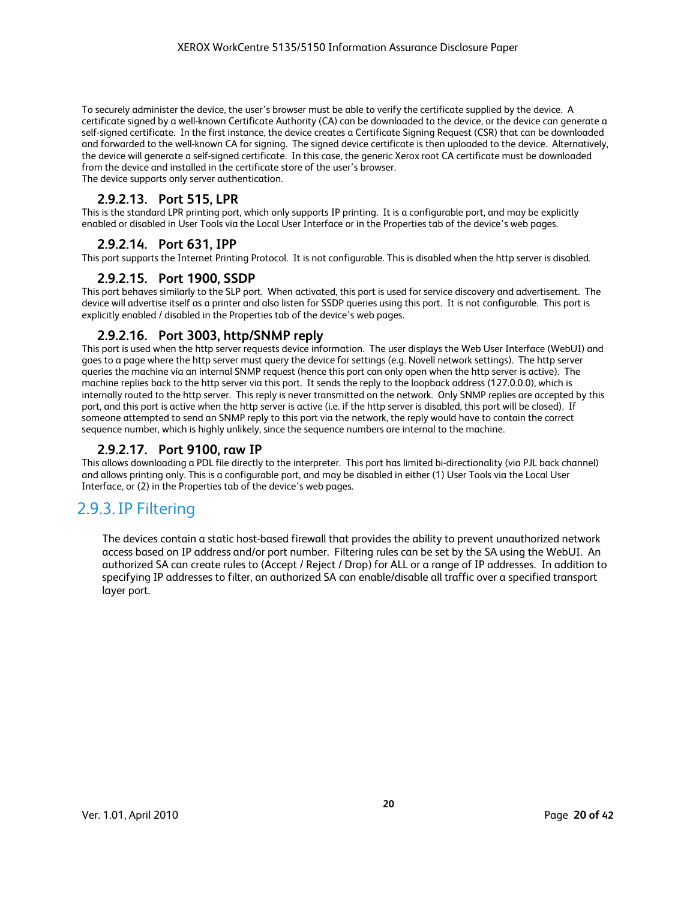To securely administer the device, the user's browser must be able to verify the certificate supplied by the device. A certificate signed by a well-known Certificate Authority (CA) can be downloaded to the device, or the device can generate a self-signed certificate. In the first instance, the device creates a Certificate Signing Request (CSR) that can be downloaded and forwarded to the well-known CA for signing. The signed device certificate is then uploaded to the device. Alternatively, the device will generate a self-signed certificate. In this case, the generic Xerox root CA certificate must be downloaded from the device and installed in the certificate store of the user's browser.
The device supports only server authentication.

#### 2.9.2.13. Port 515, LPR

This is the standard LPR printing port, which only supports IP printing. It is a configurable port, and may be explicitly enabled or disabled in User Tools via the Local User Interface or in the Properties tab of the device's web pages.

#### 2.9.2.14. Port 631, IPP

This port supports the Internet Printing Protocol. It is not configurable. This is disabled when the http server is disabled.

#### 2.9.2.15. Port 1900, SSDP

This port behaves similarly to the SLP port. When activated, this port is used for service discovery and advertisement. The device will advertise itself as a printer and also listen for SSDP queries using this port. It is not configurable. This port is explicitly enabled / disabled in the Properties tab of the device's web pages.

#### 2.9.2.16. Port 3003, http/SNMP reply

This port is used when the http server requests device information. The user displays the Web User Interface (WebUI) and goes to a page where the http server must query the device for settings (e.g. Novell network settings). The http server queries the machine via an internal SNMP request (hence this port can only open when the http server is active). The machine replies back to the http server via this port. It sends the reply to the loopback address (127.0.0.0), which is internally routed to the http server. This reply is never transmitted on the network. Only SNMP replies are accepted by this port, and this port is active when the http server is active (i.e. if the http server is disabled, this port will be closed). If someone attempted to send an SNMP reply to this port via the network, the reply would have to contain the correct sequence number, which is highly unlikely, since the sequence numbers are internal to the machine.

#### 2.9.2.17. Port 9100, raw IP

This allows downloading a PDL file directly to the interpreter. This port has limited bi-directionality (via PJL back channel) and allows printing only. This is a configurable port, and may be disabled in either (1) User Tools via the Local User Interface, or (2) in the Properties tab of the device's web pages.

### 2.9.3. IP Filtering

The devices contain a static host-based firewall that provides the ability to prevent unauthorized network access based on IP address and/or port number. Filtering rules can be set by the SA using the WebUI. An authorized SA can create rules to (Accept / Reject / Drop) for ALL or a range of IP addresses. In addition to specifying IP addresses to filter, an authorized SA can enable/disable all traffic over a specified transport layer port.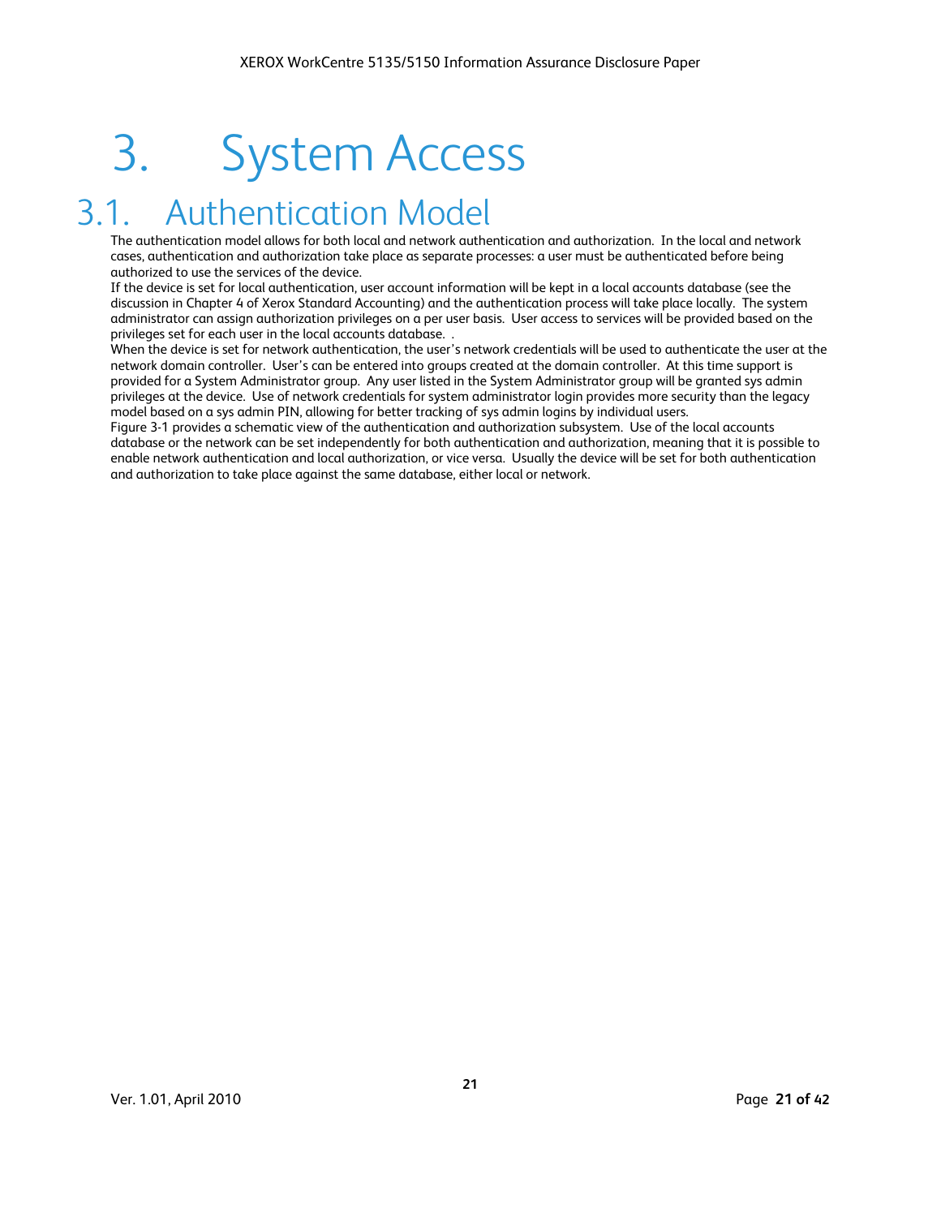# 3. System Access

## 3.1. Authentication Model

The authentication model allows for both local and network authentication and authorization. In the local and network cases, authentication and authorization take place as separate processes: a user must be authenticated before being authorized to use the services of the device.

If the device is set for local authentication, user account information will be kept in a local accounts database (see the discussion in Chapter 4 of Xerox Standard Accounting) and the authentication process will take place locally. The system administrator can assign authorization privileges on a per user basis. User access to services will be provided based on the privileges set for each user in the local accounts database. .

When the device is set for network authentication, the user's network credentials will be used to authenticate the user at the network domain controller. User's can be entered into groups created at the domain controller. At this time support is provided for a System Administrator group. Any user listed in the System Administrator group will be granted sys admin privileges at the device. Use of network credentials for system administrator login provides more security than the legacy model based on a sys admin PIN, allowing for better tracking of sys admin logins by individual users.

Figure 3-1 provides a schematic view of the authentication and authorization subsystem. Use of the local accounts database or the network can be set independently for both authentication and authorization, meaning that it is possible to enable network authentication and local authorization, or vice versa. Usually the device will be set for both authentication and authorization to take place against the same database, either local or network.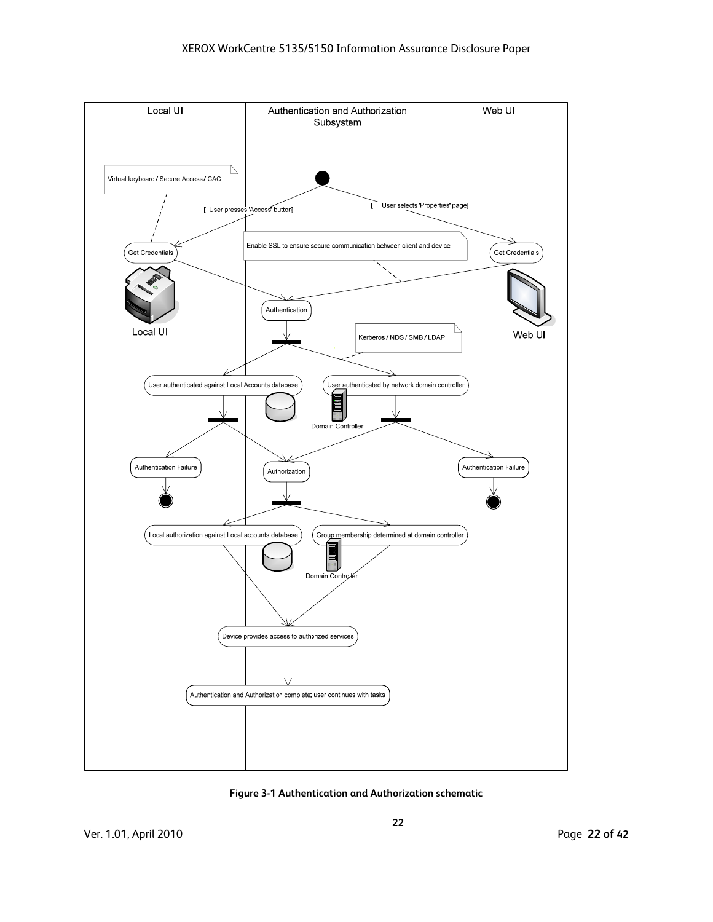Figure 3-1 Authentication and Authorization schematic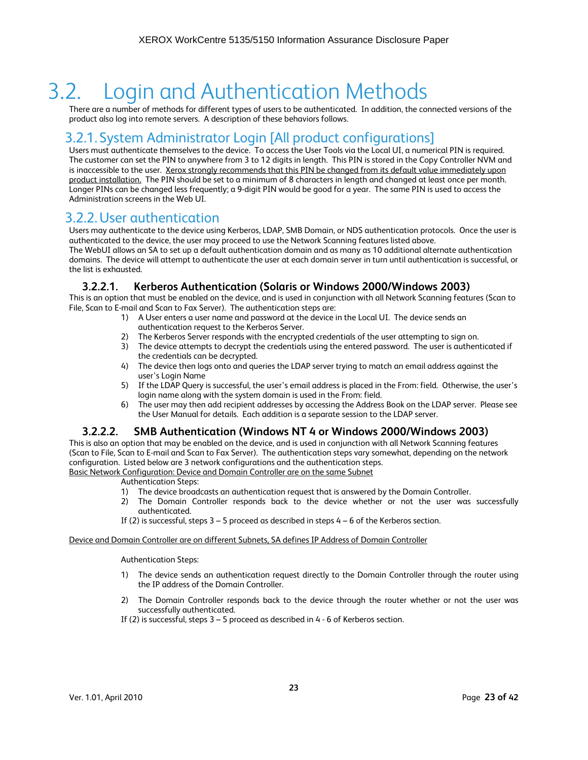# 3.2. Login and Authentication Methods

There are a number of methods for different types of users to be authenticated. In addition, the connected versions of the product also log into remote servers. A description of these behaviors follows.

## 3.2.1. System Administrator Login [All product configurations]

Users must authenticate themselves to the device. To access the User Tools via the Local UI, a numerical PIN is required. The customer can set the PIN to anywhere from 3 to 12 digits in length. This PIN is stored in the Copy Controller NVM and is inaccessible to the user. Xerox strongly recommends that this PIN be changed from its default value immediately upon product installation. The PIN should be set to a minimum of 8 characters in length and changed at least once per month. Longer PINs can be changed less frequently; a 9-digit PIN would be good for a year. The same PIN is used to access the Administration screens in the Web UI.

## 3.2.2. User authentication

Users may authenticate to the device using Kerberos, LDAP, SMB Domain, or NDS authentication protocols. Once the user is authenticated to the device, the user may proceed to use the Network Scanning features listed above.
The WebUI allows an SA to set up a default authentication domain and as many as 10 additional alternate authentication domains. The device will attempt to authenticate the user at each domain server in turn until authentication is successful, or the list is exhausted.

### 3.2.2.1. Kerberos Authentication (Solaris or Windows 2000/Windows 2003)

This is an option that must be enabled on the device, and is used in conjunction with all Network Scanning features (Scan to File, Scan to E-mail and Scan to Fax Server). The authentication steps are:

1) A User enters a user name and password at the device in the Local UI. The device sends an authentication request to the Kerberos Server.
2) The Kerberos Server responds with the encrypted credentials of the user attempting to sign on.
3) The device attempts to decrypt the credentials using the entered password. The user is authenticated if the credentials can be decrypted.
4) The device then logs onto and queries the LDAP server trying to match an email address against the user's Login Name
5) If the LDAP Query is successful, the user's email address is placed in the From: field. Otherwise, the user's login name along with the system domain is used in the From: field.
6) The user may then add recipient addresses by accessing the Address Book on the LDAP server. Please see the User Manual for details. Each addition is a separate session to the LDAP server.

### 3.2.2.2. SMB Authentication (Windows NT 4 or Windows 2000/Windows 2003)

This is also an option that may be enabled on the device, and is used in conjunction with all Network Scanning features (Scan to File, Scan to E-mail and Scan to Fax Server). The authentication steps vary somewhat, depending on the network configuration. Listed below are 3 network configurations and the authentication steps.

Basic Network Configuration: Device and Domain Controller are on the same Subnet

Authentication Steps:

1) The device broadcasts an authentication request that is answered by the Domain Controller.
2) The Domain Controller responds back to the device whether or not the user was successfully authenticated.

If (2) is successful, steps 3 – 5 proceed as described in steps 4 – 6 of the Kerberos section.

Device and Domain Controller are on different Subnets, SA defines IP Address of Domain Controller

Authentication Steps:

1) The device sends an authentication request directly to the Domain Controller through the router using the IP address of the Domain Controller.
2) The Domain Controller responds back to the device through the router whether or not the user was successfully authenticated.

If (2) is successful, steps 3 – 5 proceed as described in 4 - 6 of Kerberos section.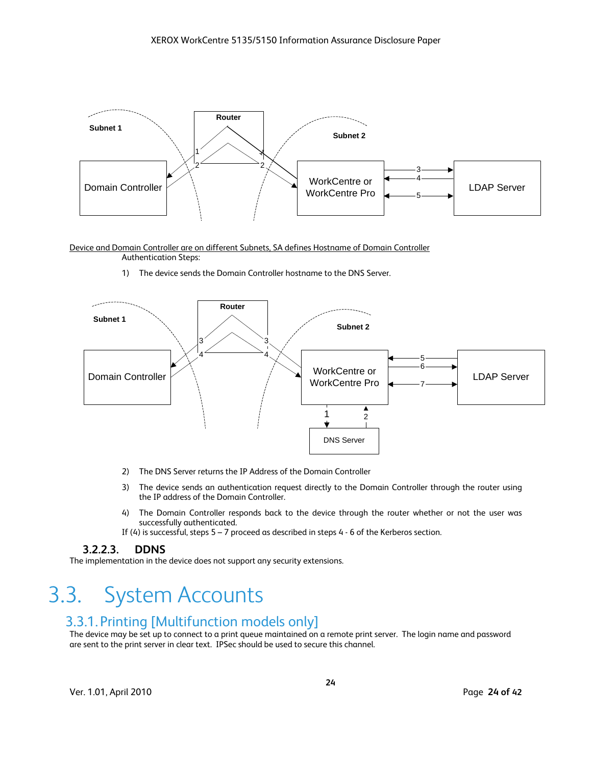Device and Domain Controller are on different Subnets, SA defines Hostname of Domain Controller

Authentication Steps:

1) The device sends the Domain Controller hostname to the DNS Server.

2) The DNS Server returns the IP Address of the Domain Controller

3) The device sends an authentication request directly to the Domain Controller through the router using the IP address of the Domain Controller.

4) The Domain Controller responds back to the device through the router whether or not the user was successfully authenticated.

If (4) is successful, steps 5 – 7 proceed as described in steps 4 - 6 of the Kerberos section.

#### 3.2.2.3. DDNS

The implementation in the device does not support any security extensions.

## 3.3. System Accounts

### 3.3.1. Printing [Multifunction models only]

The device may be set up to connect to a print queue maintained on a remote print server. The login name and password are sent to the print server in clear text. IPSec should be used to secure this channel.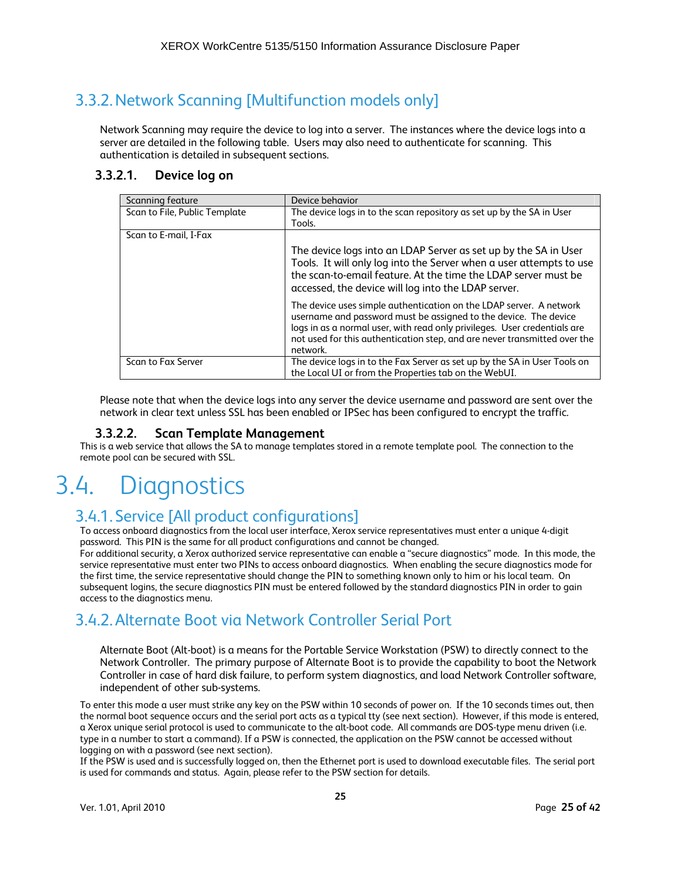### 3.3.2. Network Scanning [Multifunction models only]

Network Scanning may require the device to log into a server. The instances where the device logs into a server are detailed in the following table. Users may also need to authenticate for scanning. This authentication is detailed in subsequent sections.

#### 3.3.2.1. Device log on

| Scanning feature | Device behavior |
|---|---|
| Scan to File, Public Template | The device logs in to the scan repository as set up by the SA in User Tools. |
| Scan to E-mail, I-Fax | The device logs into an LDAP Server as set up by the SA in User Tools. It will only log into the Server when a user attempts to use the scan-to-email feature. At the time the LDAP server must be accessed, the device will log into the LDAP server.<br><br>The device uses simple authentication on the LDAP server. A network username and password must be assigned to the device. The device logs in as a normal user, with read only privileges. User credentials are not used for this authentication step, and are never transmitted over the network. |
| Scan to Fax Server | The device logs in to the Fax Server as set up by the SA in User Tools on the Local UI or from the Properties tab on the WebUI. |

Please note that when the device logs into any server the device username and password are sent over the network in clear text unless SSL has been enabled or IPSec has been configured to encrypt the traffic.

#### 3.3.2.2. Scan Template Management

This is a web service that allows the SA to manage templates stored in a remote template pool. The connection to the remote pool can be secured with SSL.

## 3.4. Diagnostics

### 3.4.1. Service [All product configurations]

To access onboard diagnostics from the local user interface, Xerox service representatives must enter a unique 4-digit password. This PIN is the same for all product configurations and cannot be changed.
For additional security, a Xerox authorized service representative can enable a "secure diagnostics" mode. In this mode, the service representative must enter two PINs to access onboard diagnostics. When enabling the secure diagnostics mode for the first time, the service representative should change the PIN to something known only to him or his local team. On subsequent logins, the secure diagnostics PIN must be entered followed by the standard diagnostics PIN in order to gain access to the diagnostics menu.

### 3.4.2. Alternate Boot via Network Controller Serial Port

Alternate Boot (Alt-boot) is a means for the Portable Service Workstation (PSW) to directly connect to the Network Controller. The primary purpose of Alternate Boot is to provide the capability to boot the Network Controller in case of hard disk failure, to perform system diagnostics, and load Network Controller software, independent of other sub-systems.

To enter this mode a user must strike any key on the PSW within 10 seconds of power on. If the 10 seconds times out, then the normal boot sequence occurs and the serial port acts as a typical tty (see next section). However, if this mode is entered, a Xerox unique serial protocol is used to communicate to the alt-boot code. All commands are DOS-type menu driven (i.e. type in a number to start a command). If a PSW is connected, the application on the PSW cannot be accessed without logging on with a password (see next section).
If the PSW is used and is successfully logged on, then the Ethernet port is used to download executable files. The serial port is used for commands and status. Again, please refer to the PSW section for details.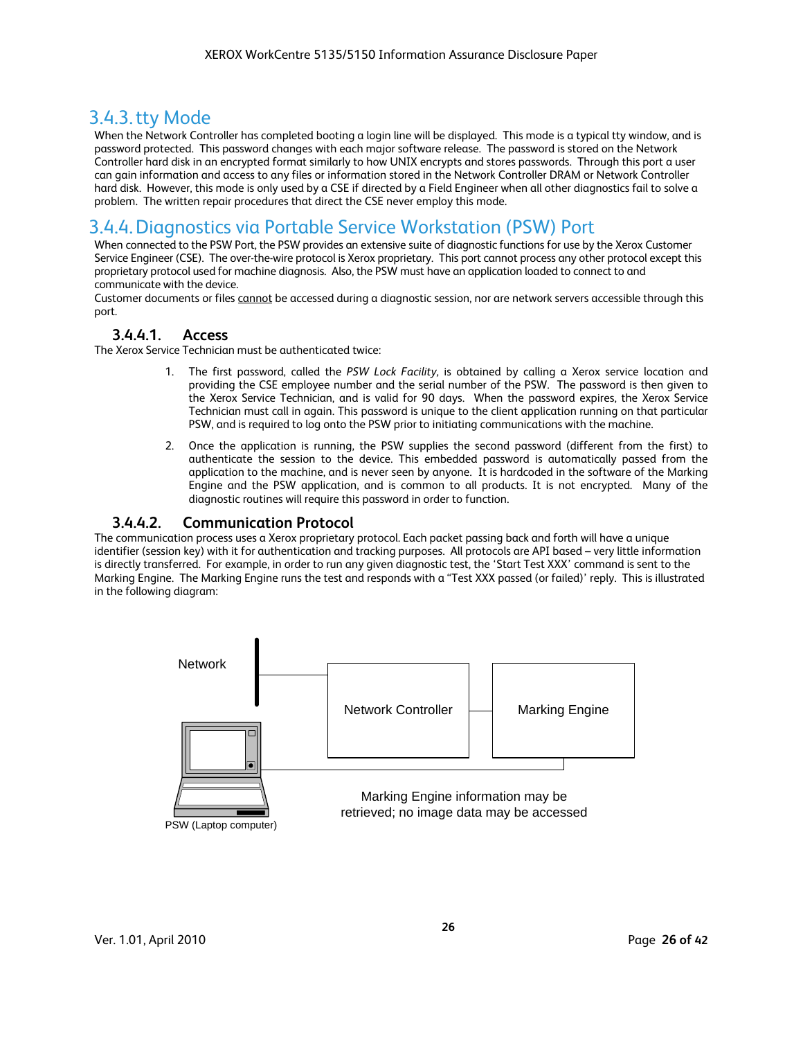## 3.4.3. tty Mode

When the Network Controller has completed booting a login line will be displayed. This mode is a typical tty window, and is password protected. This password changes with each major software release. The password is stored on the Network Controller hard disk in an encrypted format similarly to how UNIX encrypts and stores passwords. Through this port a user can gain information and access to any files or information stored in the Network Controller DRAM or Network Controller hard disk. However, this mode is only used by a CSE if directed by a Field Engineer when all other diagnostics fail to solve a problem. The written repair procedures that direct the CSE never employ this mode.

## 3.4.4. Diagnostics via Portable Service Workstation (PSW) Port

When connected to the PSW Port, the PSW provides an extensive suite of diagnostic functions for use by the Xerox Customer Service Engineer (CSE). The over-the-wire protocol is Xerox proprietary. This port cannot process any other protocol except this proprietary protocol used for machine diagnosis. Also, the PSW must have an application loaded to connect to and communicate with the device.

Customer documents or files cannot be accessed during a diagnostic session, nor are network servers accessible through this port.

### 3.4.4.1. Access

The Xerox Service Technician must be authenticated twice:

1. The first password, called the *PSW Lock Facility,* is obtained by calling a Xerox service location and providing the CSE employee number and the serial number of the PSW. The password is then given to the Xerox Service Technician, and is valid for 90 days. When the password expires, the Xerox Service Technician must call in again. This password is unique to the client application running on that particular PSW, and is required to log onto the PSW prior to initiating communications with the machine.

2. Once the application is running, the PSW supplies the second password (different from the first) to authenticate the session to the device. This embedded password is automatically passed from the application to the machine, and is never seen by anyone. It is hardcoded in the software of the Marking Engine and the PSW application, and is common to all products. It is not encrypted. Many of the diagnostic routines will require this password in order to function.

### 3.4.4.2. Communication Protocol

The communication process uses a Xerox proprietary protocol. Each packet passing back and forth will have a unique identifier (session key) with it for authentication and tracking purposes. All protocols are API based – very little information is directly transferred. For example, in order to run any given diagnostic test, the 'Start Test XXX' command is sent to the Marking Engine. The Marking Engine runs the test and responds with a "Test XXX passed (or failed)' reply. This is illustrated in the following diagram:

Network

Network Controller

Marking Engine

PSW (Laptop computer)

Marking Engine information may be retrieved; no image data may be accessed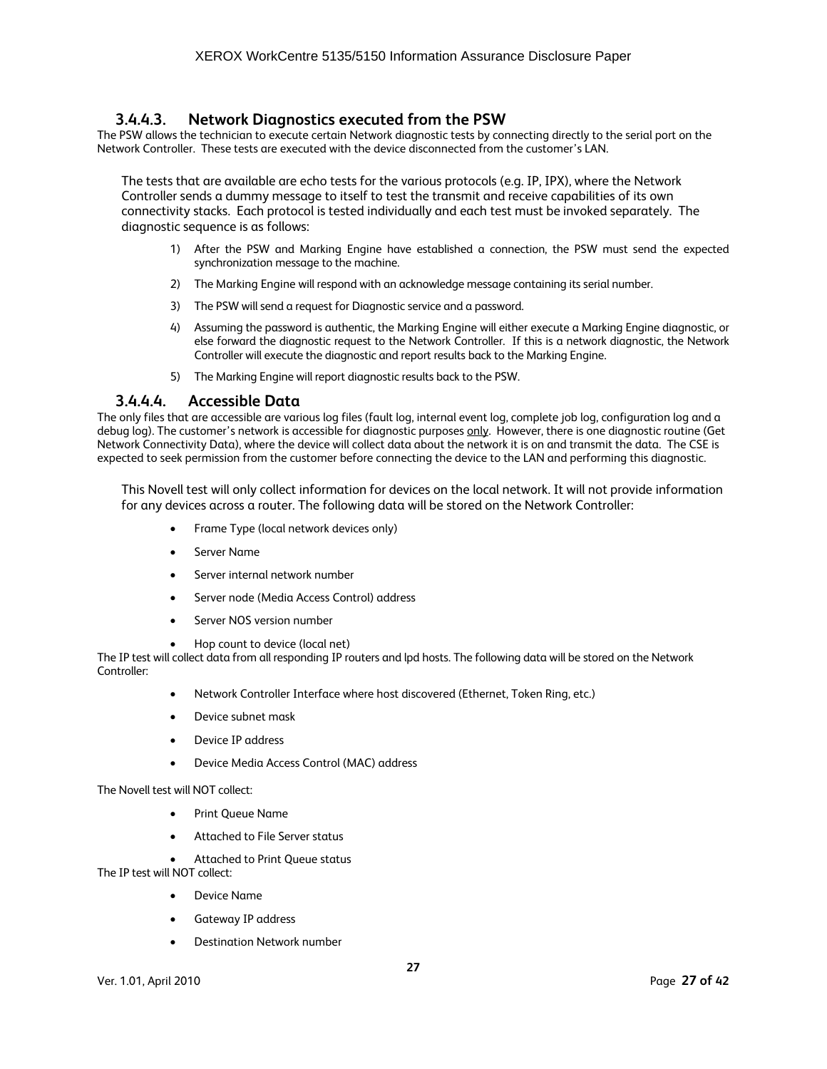#### 3.4.4.3. Network Diagnostics executed from the PSW

The PSW allows the technician to execute certain Network diagnostic tests by connecting directly to the serial port on the Network Controller. These tests are executed with the device disconnected from the customer's LAN.

The tests that are available are echo tests for the various protocols (e.g. IP, IPX), where the Network Controller sends a dummy message to itself to test the transmit and receive capabilities of its own connectivity stacks. Each protocol is tested individually and each test must be invoked separately. The diagnostic sequence is as follows:

1) After the PSW and Marking Engine have established a connection, the PSW must send the expected synchronization message to the machine.
2) The Marking Engine will respond with an acknowledge message containing its serial number.
3) The PSW will send a request for Diagnostic service and a password.
4) Assuming the password is authentic, the Marking Engine will either execute a Marking Engine diagnostic, or else forward the diagnostic request to the Network Controller. If this is a network diagnostic, the Network Controller will execute the diagnostic and report results back to the Marking Engine.
5) The Marking Engine will report diagnostic results back to the PSW.

#### 3.4.4.4. Accessible Data

The only files that are accessible are various log files (fault log, internal event log, complete job log, configuration log and a debug log). The customer's network is accessible for diagnostic purposes only. However, there is one diagnostic routine (Get Network Connectivity Data), where the device will collect data about the network it is on and transmit the data. The CSE is expected to seek permission from the customer before connecting the device to the LAN and performing this diagnostic.

This Novell test will only collect information for devices on the local network. It will not provide information for any devices across a router. The following data will be stored on the Network Controller:

- Frame Type (local network devices only)
- Server Name
- Server internal network number
- Server node (Media Access Control) address
- Server NOS version number
- Hop count to device (local net)

The IP test will collect data from all responding IP routers and lpd hosts. The following data will be stored on the Network Controller:

- Network Controller Interface where host discovered (Ethernet, Token Ring, etc.)
- Device subnet mask
- Device IP address
- Device Media Access Control (MAC) address

The Novell test will NOT collect:

- Print Queue Name
- Attached to File Server status
- Attached to Print Queue status

The IP test will NOT collect:

- Device Name
- Gateway IP address
- Destination Network number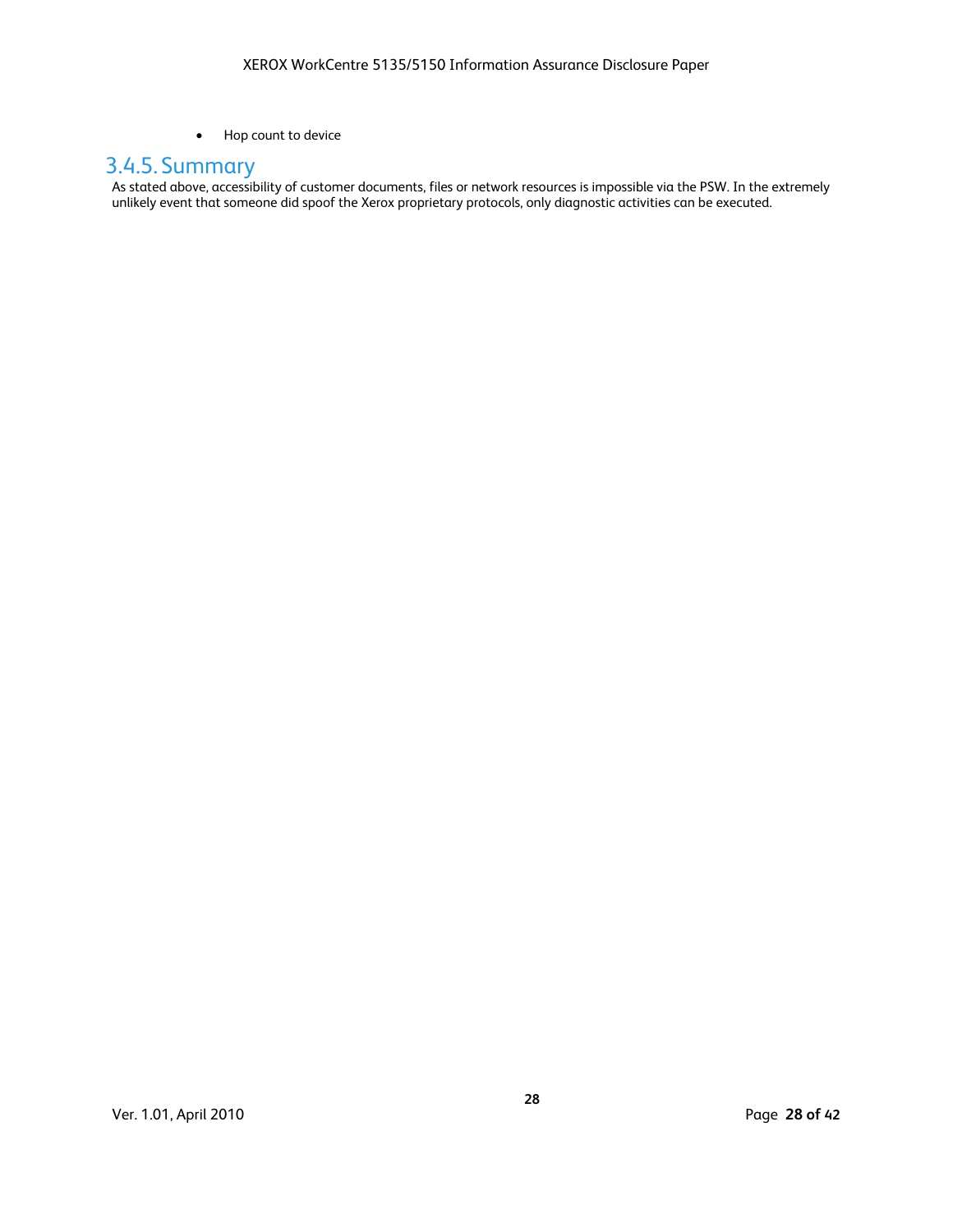- Hop count to device

### 3.4.5. Summary

As stated above, accessibility of customer documents, files or network resources is impossible via the PSW. In the extremely unlikely event that someone did spoof the Xerox proprietary protocols, only diagnostic activities can be executed.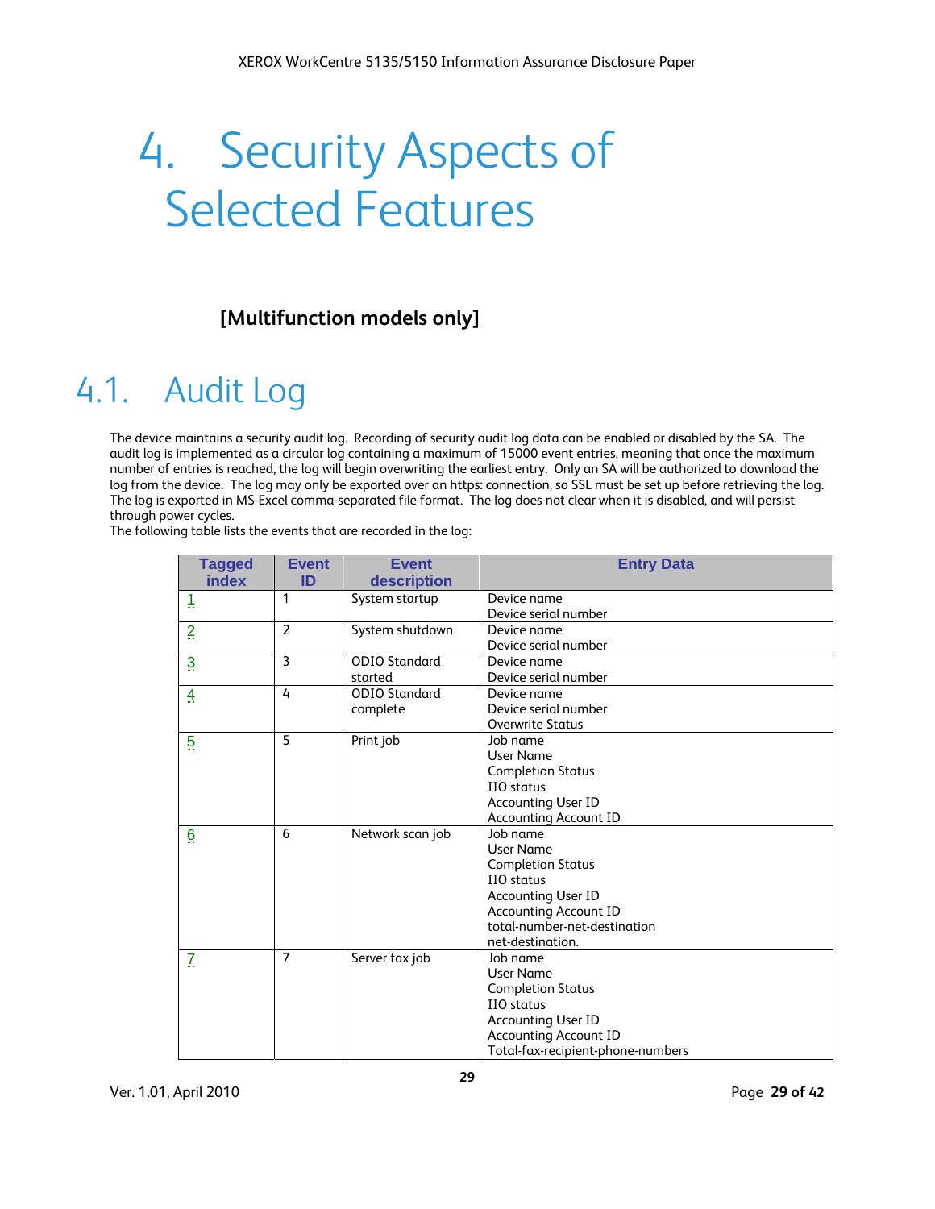# 4. Security Aspects of Selected Features

**[Multifunction models only]**

## 4.1. Audit Log

The device maintains a security audit log. Recording of security audit log data can be enabled or disabled by the SA. The audit log is implemented as a circular log containing a maximum of 15000 event entries, meaning that once the maximum number of entries is reached, the log will begin overwriting the earliest entry. Only an SA will be authorized to download the log from the device. The log may only be exported over an https: connection, so SSL must be set up before retrieving the log. The log is exported in MS-Excel comma-separated file format. The log does not clear when it is disabled, and will persist through power cycles.

The following table lists the events that are recorded in the log:

| Tagged index | Event ID | Event description | Entry Data |
|---|---|---|---|
| 1 | 1 | System startup | Device name<br>Device serial number |
| 2 | 2 | System shutdown | Device name<br>Device serial number |
| 3 | 3 | ODIO Standard started | Device name<br>Device serial number |
| 4 | 4 | ODIO Standard complete | Device name<br>Device serial number<br>Overwrite Status |
| 5 | 5 | Print job | Job name<br>User Name<br>Completion Status<br>IIO status<br>Accounting User ID<br>Accounting Account ID |
| 6 | 6 | Network scan job | Job name<br>User Name<br>Completion Status<br>IIO status<br>Accounting User ID<br>Accounting Account ID<br>total-number-net-destination<br>net-destination. |
| 7 | 7 | Server fax job | Job name<br>User Name<br>Completion Status<br>IIO status<br>Accounting User ID<br>Accounting Account ID<br>Total-fax-recipient-phone-numbers |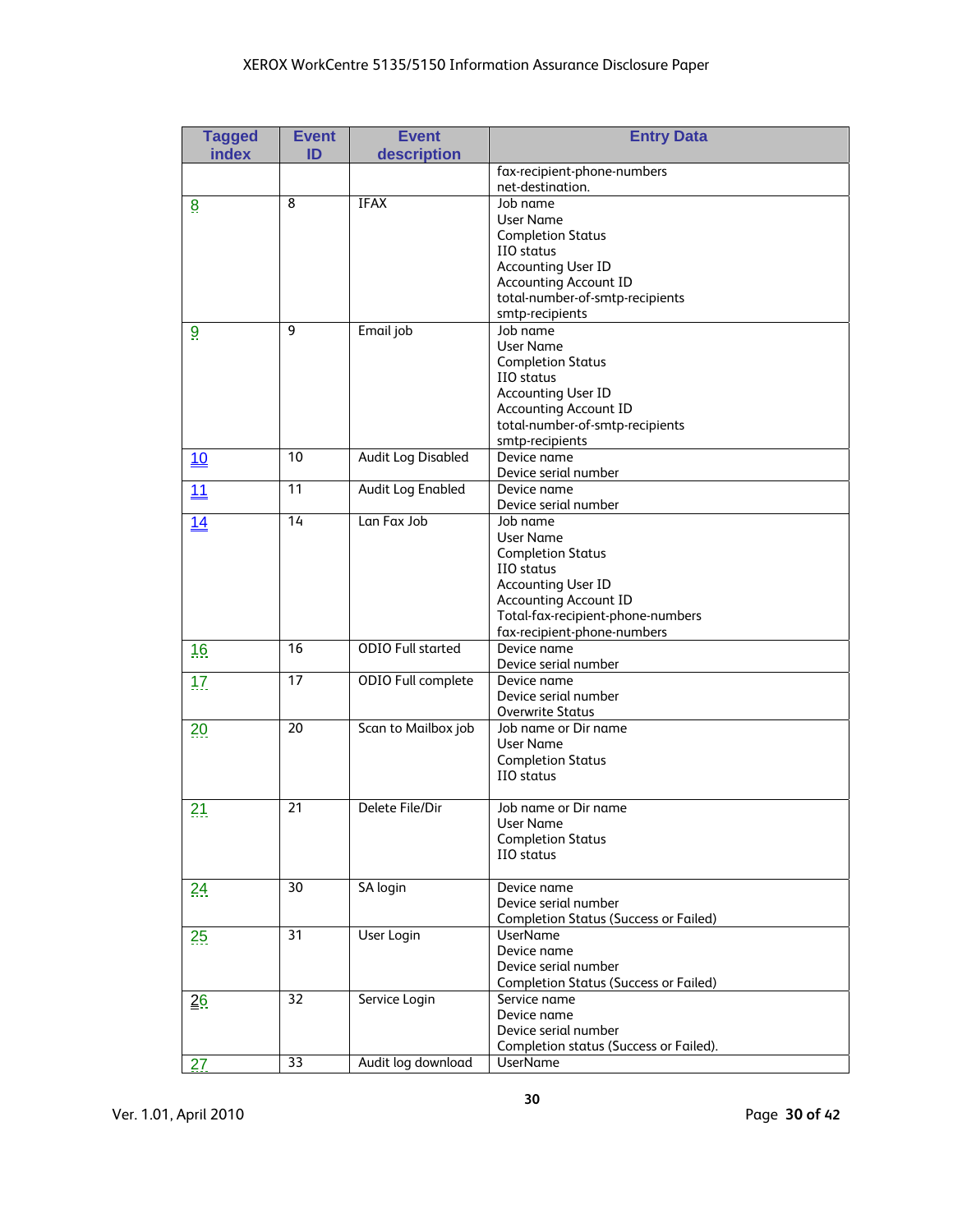| Tagged index | Event ID | Event description | Entry Data |
|---|---|---|---|
| | | | fax-recipient-phone-numbers<br>net-destination. |
| 8 | 8 | IFAX | Job name<br>User Name<br>Completion Status<br>IIO status<br>Accounting User ID<br>Accounting Account ID<br>total-number-of-smtp-recipients<br>smtp-recipients |
| 9 | 9 | Email job | Job name<br>User Name<br>Completion Status<br>IIO status<br>Accounting User ID<br>Accounting Account ID<br>total-number-of-smtp-recipients<br>smtp-recipients |
| 10 | 10 | Audit Log Disabled | Device name<br>Device serial number |
| 11 | 11 | Audit Log Enabled | Device name<br>Device serial number |
| 14 | 14 | Lan Fax Job | Job name<br>User Name<br>Completion Status<br>IIO status<br>Accounting User ID<br>Accounting Account ID<br>Total-fax-recipient-phone-numbers<br>fax-recipient-phone-numbers |
| 16 | 16 | ODIO Full started | Device name<br>Device serial number |
| 17 | 17 | ODIO Full complete | Device name<br>Device serial number<br>Overwrite Status |
| 20 | 20 | Scan to Mailbox job | Job name or Dir name<br>User Name<br>Completion Status<br>IIO status |
| 21 | 21 | Delete File/Dir | Job name or Dir name<br>User Name<br>Completion Status<br>IIO status |
| 24 | 30 | SA login | Device name<br>Device serial number<br>Completion Status (Success or Failed) |
| 25 | 31 | User Login | UserName<br>Device name<br>Device serial number<br>Completion Status (Success or Failed) |
| 26 | 32 | Service Login | Service name<br>Device name<br>Device serial number<br>Completion status (Success or Failed). |
| 27 | 33 | Audit log download | UserName |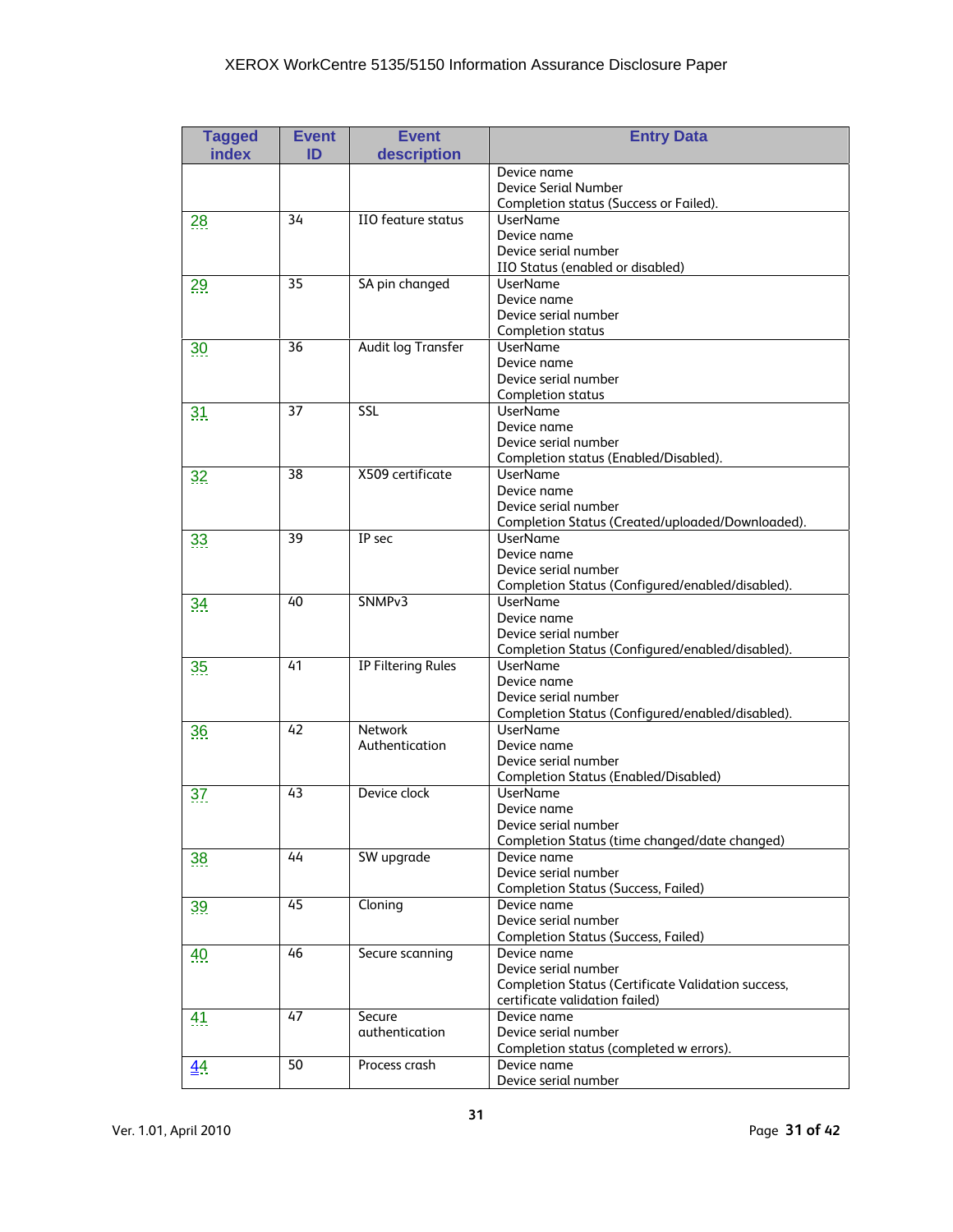| Tagged index | Event ID | Event description | Entry Data |
|---|---|---|---|
| | | | Device name<br>Device Serial Number<br>Completion status (Success or Failed). |
| 28 | 34 | IIO feature status | UserName<br>Device name<br>Device serial number<br>IIO Status (enabled or disabled) |
| 29 | 35 | SA pin changed | UserName<br>Device name<br>Device serial number<br>Completion status |
| 30 | 36 | Audit log Transfer | UserName<br>Device name<br>Device serial number<br>Completion status |
| 31 | 37 | SSL | UserName<br>Device name<br>Device serial number<br>Completion status (Enabled/Disabled). |
| 32 | 38 | X509 certificate | UserName<br>Device name<br>Device serial number<br>Completion Status (Created/uploaded/Downloaded). |
| 33 | 39 | IP sec | UserName<br>Device name<br>Device serial number<br>Completion Status (Configured/enabled/disabled). |
| 34 | 40 | SNMPv3 | UserName<br>Device name<br>Device serial number<br>Completion Status (Configured/enabled/disabled). |
| 35 | 41 | IP Filtering Rules | UserName<br>Device name<br>Device serial number<br>Completion Status (Configured/enabled/disabled). |
| 36 | 42 | Network Authentication | UserName<br>Device name<br>Device serial number<br>Completion Status (Enabled/Disabled) |
| 37 | 43 | Device clock | UserName<br>Device name<br>Device serial number<br>Completion Status (time changed/date changed) |
| 38 | 44 | SW upgrade | Device name<br>Device serial number<br>Completion Status (Success, Failed) |
| 39 | 45 | Cloning | Device name<br>Device serial number<br>Completion Status (Success, Failed) |
| 40 | 46 | Secure scanning | Device name<br>Device serial number<br>Completion Status (Certificate Validation success, certificate validation failed) |
| 41 | 47 | Secure authentication | Device name<br>Device serial number<br>Completion status (completed w errors). |
| 44 | 50 | Process crash | Device name<br>Device serial number |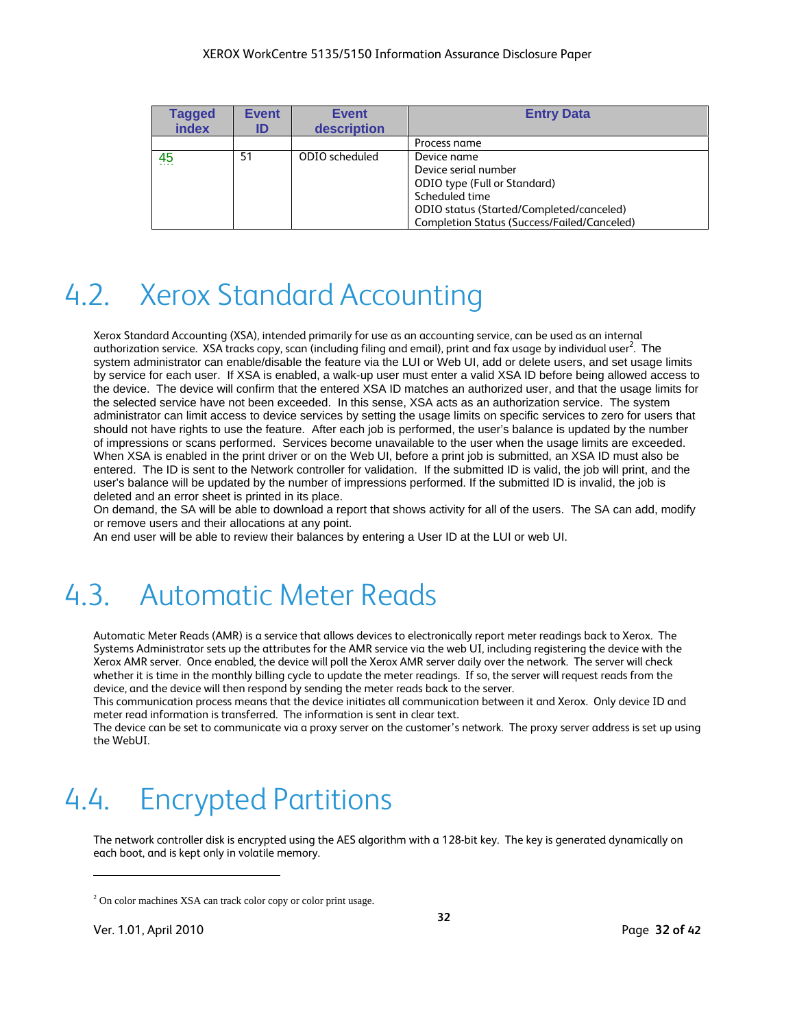| Tagged index | Event ID | Event description | Entry Data |
| --- | --- | --- | --- |
| | | | Process name |
| 45 | 51 | ODIO scheduled | Device name<br>Device serial number<br>ODIO type (Full or Standard)<br>Scheduled time<br>ODIO status (Started/Completed/canceled)<br>Completion Status (Success/Failed/Canceled) |

## 4.2. Xerox Standard Accounting

Xerox Standard Accounting (XSA), intended primarily for use as an accounting service, can be used as an internal authorization service. XSA tracks copy, scan (including filing and email), print and fax usage by individual user[2]. The system administrator can enable/disable the feature via the LUI or Web UI, add or delete users, and set usage limits by service for each user. If XSA is enabled, a walk-up user must enter a valid XSA ID before being allowed access to the device. The device will confirm that the entered XSA ID matches an authorized user, and that the usage limits for the selected service have not been exceeded. In this sense, XSA acts as an authorization service. The system administrator can limit access to device services by setting the usage limits on specific services to zero for users that should not have rights to use the feature. After each job is performed, the user's balance is updated by the number of impressions or scans performed. Services become unavailable to the user when the usage limits are exceeded. When XSA is enabled in the print driver or on the Web UI, before a print job is submitted, an XSA ID must also be entered. The ID is sent to the Network controller for validation. If the submitted ID is valid, the job will print, and the user's balance will be updated by the number of impressions performed. If the submitted ID is invalid, the job is deleted and an error sheet is printed in its place.
On demand, the SA will be able to download a report that shows activity for all of the users. The SA can add, modify or remove users and their allocations at any point.
An end user will be able to review their balances by entering a User ID at the LUI or web UI.

## 4.3. Automatic Meter Reads

Automatic Meter Reads (AMR) is a service that allows devices to electronically report meter readings back to Xerox. The Systems Administrator sets up the attributes for the AMR service via the web UI, including registering the device with the Xerox AMR server. Once enabled, the device will poll the Xerox AMR server daily over the network. The server will check whether it is time in the monthly billing cycle to update the meter readings. If so, the server will request reads from the device, and the device will then respond by sending the meter reads back to the server.
This communication process means that the device initiates all communication between it and Xerox. Only device ID and meter read information is transferred. The information is sent in clear text.
The device can be set to communicate via a proxy server on the customer's network. The proxy server address is set up using the WebUI.

## 4.4. Encrypted Partitions

The network controller disk is encrypted using the AES algorithm with a 128-bit key. The key is generated dynamically on each boot, and is kept only in volatile memory.

[2] On color machines XSA can track color copy or color print usage.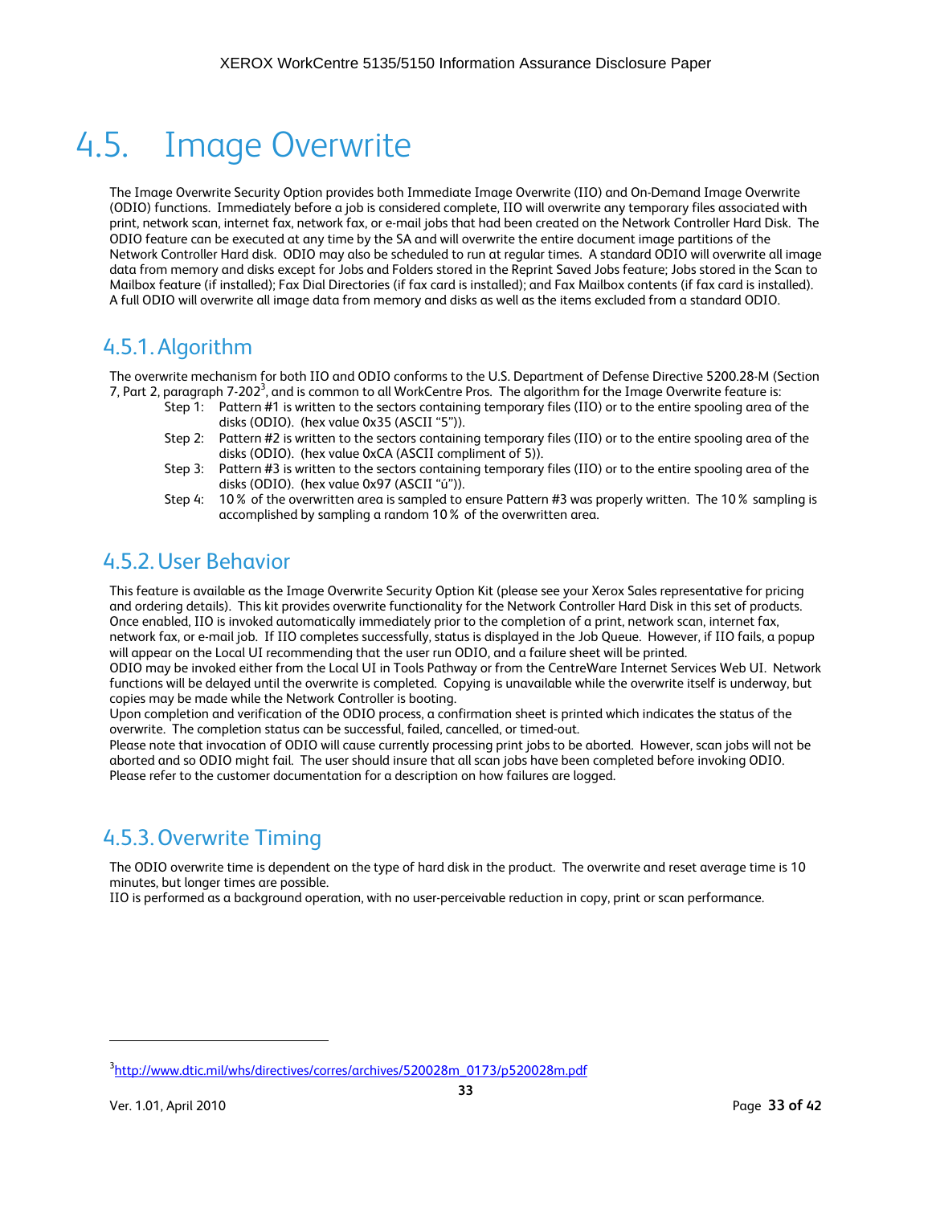# 4.5. Image Overwrite

The Image Overwrite Security Option provides both Immediate Image Overwrite (IIO) and On-Demand Image Overwrite (ODIO) functions. Immediately before a job is considered complete, IIO will overwrite any temporary files associated with print, network scan, internet fax, network fax, or e-mail jobs that had been created on the Network Controller Hard Disk. The ODIO feature can be executed at any time by the SA and will overwrite the entire document image partitions of the Network Controller Hard disk. ODIO may also be scheduled to run at regular times. A standard ODIO will overwrite all image data from memory and disks except for Jobs and Folders stored in the Reprint Saved Jobs feature; Jobs stored in the Scan to Mailbox feature (if installed); Fax Dial Directories (if fax card is installed); and Fax Mailbox contents (if fax card is installed). A full ODIO will overwrite all image data from memory and disks as well as the items excluded from a standard ODIO.

## 4.5.1. Algorithm

The overwrite mechanism for both IIO and ODIO conforms to the U.S. Department of Defense Directive 5200.28-M (Section 7, Part 2, paragraph 7-202[3], and is common to all WorkCentre Pros. The algorithm for the Image Overwrite feature is:

- Step 1: Pattern #1 is written to the sectors containing temporary files (IIO) or to the entire spooling area of the disks (ODIO). (hex value 0x35 (ASCII "5")).
- Step 2: Pattern #2 is written to the sectors containing temporary files (IIO) or to the entire spooling area of the disks (ODIO). (hex value 0xCA (ASCII compliment of 5)).
- Step 3: Pattern #3 is written to the sectors containing temporary files (IIO) or to the entire spooling area of the disks (ODIO). (hex value 0x97 (ASCII "ú")).
- Step 4: 10 % of the overwritten area is sampled to ensure Pattern #3 was properly written. The 10 % sampling is accomplished by sampling a random 10 % of the overwritten area.

## 4.5.2. User Behavior

This feature is available as the Image Overwrite Security Option Kit (please see your Xerox Sales representative for pricing and ordering details). This kit provides overwrite functionality for the Network Controller Hard Disk in this set of products. Once enabled, IIO is invoked automatically immediately prior to the completion of a print, network scan, internet fax, network fax, or e-mail job. If IIO completes successfully, status is displayed in the Job Queue. However, if IIO fails, a popup will appear on the Local UI recommending that the user run ODIO, and a failure sheet will be printed.

ODIO may be invoked either from the Local UI in Tools Pathway or from the CentreWare Internet Services Web UI. Network functions will be delayed until the overwrite is completed. Copying is unavailable while the overwrite itself is underway, but copies may be made while the Network Controller is booting.

Upon completion and verification of the ODIO process, a confirmation sheet is printed which indicates the status of the overwrite. The completion status can be successful, failed, cancelled, or timed-out.

Please note that invocation of ODIO will cause currently processing print jobs to be aborted. However, scan jobs will not be aborted and so ODIO might fail. The user should insure that all scan jobs have been completed before invoking ODIO. Please refer to the customer documentation for a description on how failures are logged.

## 4.5.3. Overwrite Timing

The ODIO overwrite time is dependent on the type of hard disk in the product. The overwrite and reset average time is 10 minutes, but longer times are possible.

IIO is performed as a background operation, with no user-perceivable reduction in copy, print or scan performance.

---

[3] http://www.dtic.mil/whs/directives/corres/archives/520028m_0173/p520028m.pdf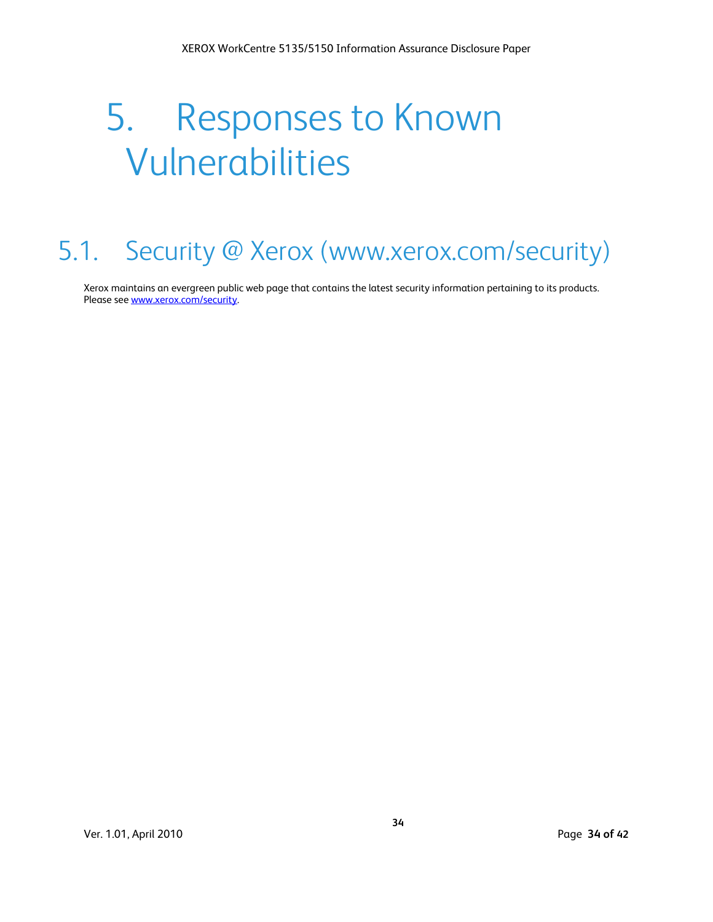# 5. Responses to Known Vulnerabilities

## 5.1. Security @ Xerox (www.xerox.com/security)

Xerox maintains an evergreen public web page that contains the latest security information pertaining to its products. Please see [www.xerox.com/security](http://www.xerox.com/security).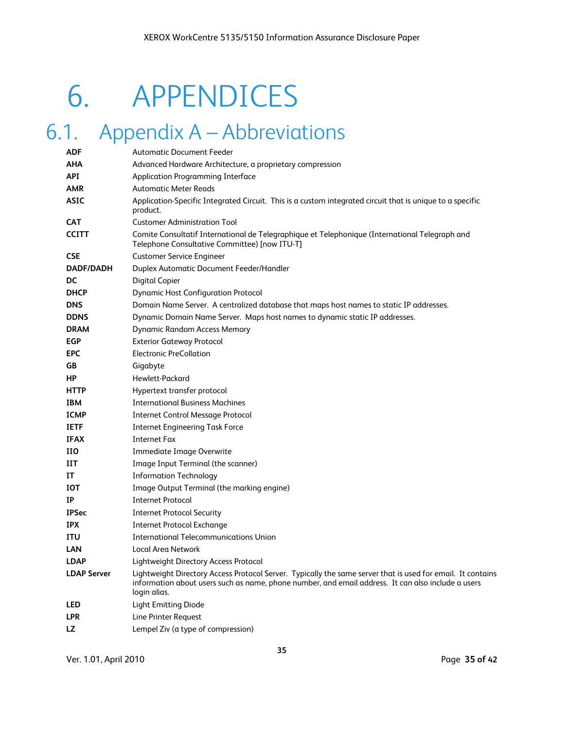# 6. APPENDICES

## 6.1. Appendix A – Abbreviations

| | |
|---|---|
| **ADF** | Automatic Document Feeder |
| **AHA** | Advanced Hardware Architecture, a proprietary compression |
| **API** | Application Programming Interface |
| **AMR** | Automatic Meter Reads |
| **ASIC** | Application-Specific Integrated Circuit. This is a custom integrated circuit that is unique to a specific product. |
| **CAT** | Customer Administration Tool |
| **CCITT** | Comite Consultatif International de Telegraphique et Telephonique (International Telegraph and Telephone Consultative Committee) [now ITU-T] |
| **CSE** | Customer Service Engineer |
| **DADF/DADH** | Duplex Automatic Document Feeder/Handler |
| **DC** | Digital Copier |
| **DHCP** | Dynamic Host Configuration Protocol |
| **DNS** | Domain Name Server. A centralized database that maps host names to static IP addresses. |
| **DDNS** | Dynamic Domain Name Server. Maps host names to dynamic static IP addresses. |
| **DRAM** | Dynamic Random Access Memory |
| **EGP** | Exterior Gateway Protocol |
| **EPC** | Electronic PreCollation |
| **GB** | Gigabyte |
| **HP** | Hewlett-Packard |
| **HTTP** | Hypertext transfer protocol |
| **IBM** | International Business Machines |
| **ICMP** | Internet Control Message Protocol |
| **IETF** | Internet Engineering Task Force |
| **IFAX** | Internet Fax |
| **IIO** | Immediate Image Overwrite |
| **IIT** | Image Input Terminal (the scanner) |
| **IT** | Information Technology |
| **IOT** | Image Output Terminal (the marking engine) |
| **IP** | Internet Protocol |
| **IPSec** | Internet Protocol Security |
| **IPX** | Internet Protocol Exchange |
| **ITU** | International Telecommunications Union |
| **LAN** | Local Area Network |
| **LDAP** | Lightweight Directory Access Protocol |
| **LDAP Server** | Lightweight Directory Access Protocol Server. Typically the same server that is used for email. It contains information about users such as name, phone number, and email address. It can also include a users login alias. |
| **LED** | Light Emitting Diode |
| **LPR** | Line Printer Request |
| **LZ** | Lempel Ziv (a type of compression) |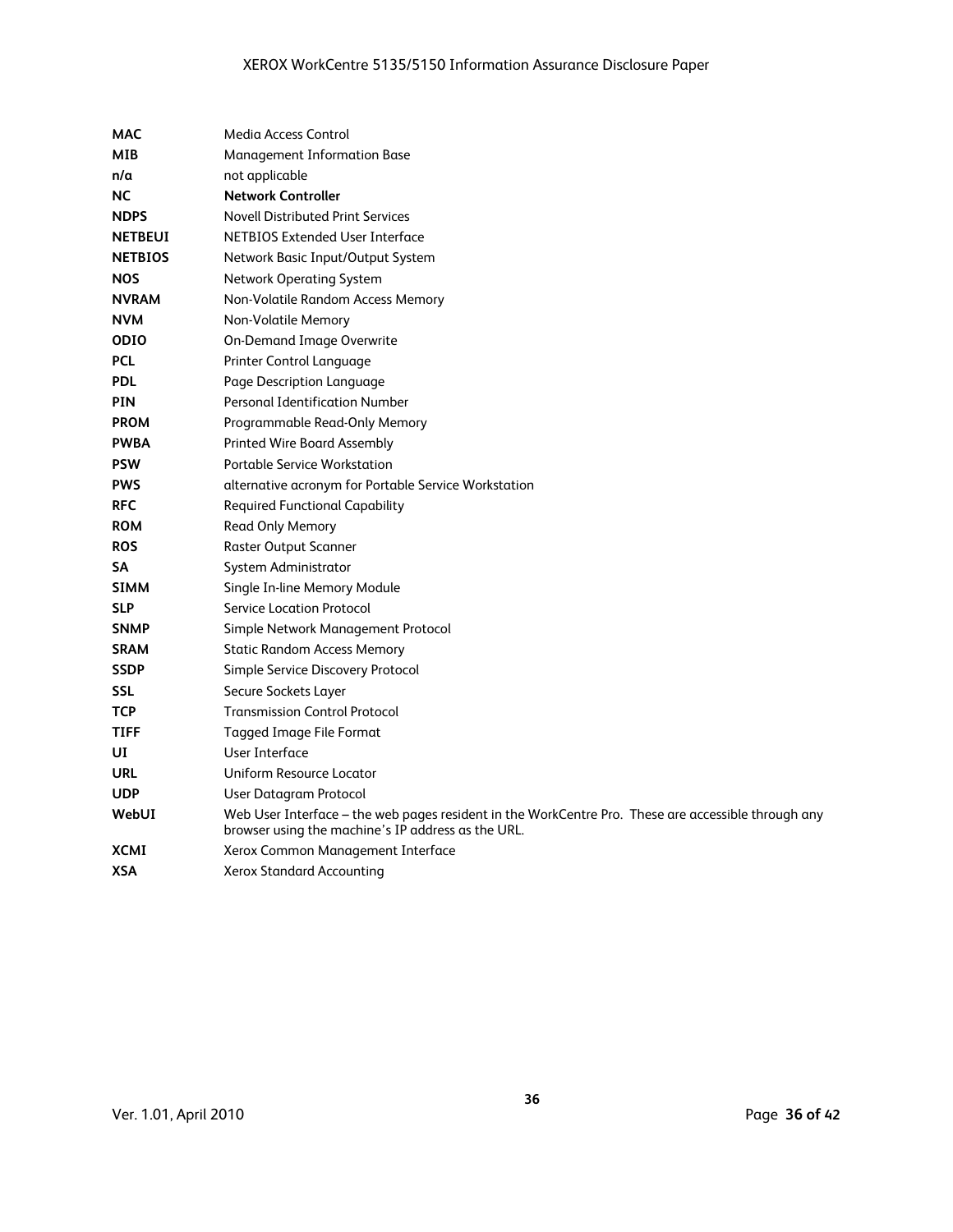| | |
|---|---|
| **MAC** | Media Access Control |
| **MIB** | Management Information Base |
| **n/a** | not applicable |
| **NC** | **Network Controller** |
| **NDPS** | Novell Distributed Print Services |
| **NETBEUI** | NETBIOS Extended User Interface |
| **NETBIOS** | Network Basic Input/Output System |
| **NOS** | Network Operating System |
| **NVRAM** | Non-Volatile Random Access Memory |
| **NVM** | Non-Volatile Memory |
| **ODIO** | On-Demand Image Overwrite |
| **PCL** | Printer Control Language |
| **PDL** | Page Description Language |
| **PIN** | Personal Identification Number |
| **PROM** | Programmable Read-Only Memory |
| **PWBA** | Printed Wire Board Assembly |
| **PSW** | Portable Service Workstation |
| **PWS** | alternative acronym for Portable Service Workstation |
| **RFC** | Required Functional Capability |
| **ROM** | Read Only Memory |
| **ROS** | Raster Output Scanner |
| **SA** | System Administrator |
| **SIMM** | Single In-line Memory Module |
| **SLP** | Service Location Protocol |
| **SNMP** | Simple Network Management Protocol |
| **SRAM** | Static Random Access Memory |
| **SSDP** | Simple Service Discovery Protocol |
| **SSL** | Secure Sockets Layer |
| **TCP** | Transmission Control Protocol |
| **TIFF** | Tagged Image File Format |
| **UI** | User Interface |
| **URL** | Uniform Resource Locator |
| **UDP** | User Datagram Protocol |
| **WebUI** | Web User Interface – the web pages resident in the WorkCentre Pro. These are accessible through any browser using the machine's IP address as the URL. |
| **XCMI** | Xerox Common Management Interface |
| **XSA** | Xerox Standard Accounting |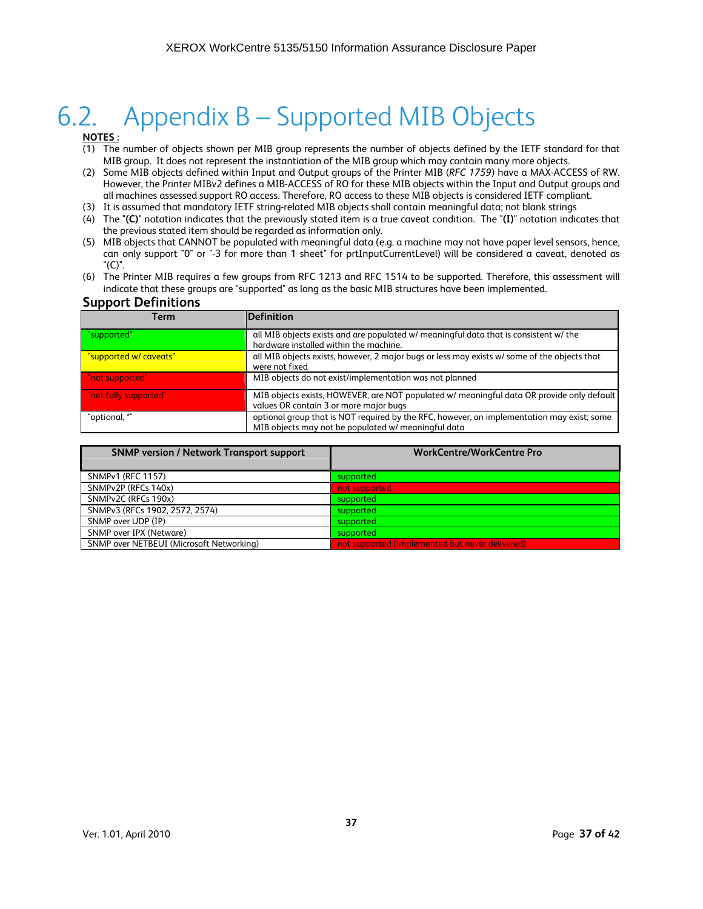# 6.2. Appendix B – Supported MIB Objects

**NOTES :**

(1) The number of objects shown per MIB group represents the number of objects defined by the IETF standard for that MIB group. It does not represent the instantiation of the MIB group which may contain many more objects.

(2) Some MIB objects defined within Input and Output groups of the Printer MIB (*RFC 1759*) have a MAX-ACCESS of RW. However, the Printer MIBv2 defines a MIB-ACCESS of RO for these MIB objects within the Input and Output groups and all machines assessed support RO access. Therefore, RO access to these MIB objects is considered IETF compliant.

(3) It is assumed that mandatory IETF string-related MIB objects shall contain meaningful data; not blank strings

(4) The "**(C)**" notation indicates that the previously stated item is a true caveat condition. The "**(I)**" notation indicates that the previous stated item should be regarded as information only.

(5) MIB objects that CANNOT be populated with meaningful data (e.g. a machine may not have paper level sensors, hence, can only support "0" or "-3 for more than 1 sheet" for prtInputCurrentLevel) will be considered a caveat, denoted as "(C)".

(6) The Printer MIB requires a few groups from RFC 1213 and RFC 1514 to be supported. Therefore, this assessment will indicate that these groups are "supported" as long as the basic MIB structures have been implemented.

## Support Definitions

| Term | Definition |
|---|---|
| "supported" | all MIB objects exists and are populated w/ meaningful data that is consistent w/ the hardware installed within the machine. |
| "supported w/ caveats" | all MIB objects exists, however, 2 major bugs or less may exists w/ some of the objects that were not fixed |
| "not supported" | MIB objects do not exist/implementation was not planned |
| "not fully supported" | MIB objects exists, HOWEVER, are NOT populated w/ meaningful data OR provide only default values OR contain 3 or more major bugs |
| "optional, *" | optional group that is NOT required by the RFC, however, an implementation may exist; some MIB objects may not be populated w/ meaningful data |

| SNMP version / Network Transport support | WorkCentre/WorkCentre Pro |
|---|---|
| SNMPv1 (RFC 1157) | supported |
| SNMPv2P (RFCs 140x) | not supported |
| SNMPv2C (RFCs 190x) | supported |
| SNMPv3 (RFCs 1902, 2572, 2574) | supported |
| SNMP over UDP (IP) | supported |
| SNMP over IPX (Netware) | supported |
| SNMP over NETBEUI (Microsoft Networking) | not supported (implemented but never delivered) |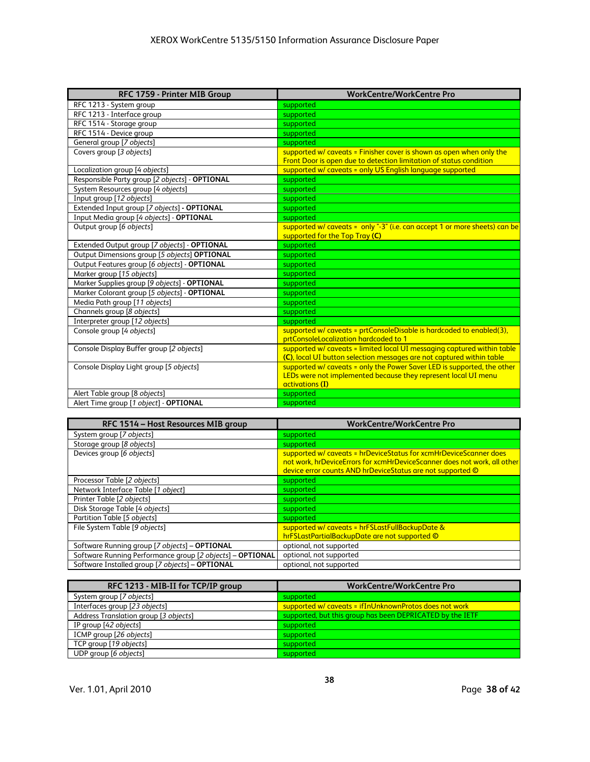| RFC 1759 - Printer MIB Group | WorkCentre/WorkCentre Pro |
| --- | --- |
| RFC 1213 - System group | supported |
| RFC 1213 - Interface group | supported |
| RFC 1514 - Storage group | supported |
| RFC 1514 - Device group | supported |
| General group [*7 objects*] | supported |
| Covers group [*3 objects*] | supported w/ caveats = Finisher cover is shown as open when only the Front Door is open due to detection limitation of status condition |
| Localization group [*4 objects*] | supported w/ caveats = only US English language supported |
| Responsible Party group [*2 objects*] - **OPTIONAL** | supported |
| System Resources group [*4 objects*] | supported |
| Input group [*12 objects*] | supported |
| Extended Input group [*7 objects*] **- OPTIONAL** | supported |
| Input Media group [*4 objects*] - **OPTIONAL** | supported |
| Output group [*6 objects*] | supported w/ caveats = only "-3" (i.e. can accept 1 or more sheets) can be supported for the Top Tray **(C)** |
| Extended Output group [*7 objects*] - **OPTIONAL** | supported |
| Output Dimensions group [*5 objects*] **OPTIONAL** | supported |
| Output Features group [*6 objects*] - **OPTIONAL** | supported |
| Marker group [*15 objects*] | supported |
| Marker Supplies group [*9 objects*] - **OPTIONAL** | supported |
| Marker Colorant group [*5 objects*] - **OPTIONAL** | supported |
| Media Path group [*11 objects*] | supported |
| Channels group [*8 objects*] | supported |
| Interpreter group [*12 objects*] | supported |
| Console group [*4 objects*] | supported w/ caveats = prtConsoleDisable is hardcoded to enabled(3), prtConsoleLocalization hardcoded to 1 |
| Console Display Buffer group [*2 objects*] | supported w/ caveats = limited local UI messaging captured within table **(C)**, local UI button selection messages are not captured within table |
| Console Display Light group [*5 objects*] | supported w/ caveats = only the Power Saver LED is supported, the other LEDs were not implemented because they represent local UI menu activations **(I)** |
| Alert Table group [*8 objects*] | supported |
| Alert Time group [*1 object*] - **OPTIONAL** | supported |

| RFC 1514 – Host Resources MIB group | WorkCentre/WorkCentre Pro |
| --- | --- |
| System group [*7 objects*] | supported |
| Storage group [*8 objects*] | supported |
| Devices group [*6 objects*] | supported w/ caveats = hrDeviceStatus for xcmHrDeviceScanner does not work, hrDeviceErrors for xcmHrDeviceScanner does not work, all other device error counts AND hrDeviceStatus are not supported © |
| Processor Table [*2 objects*] | supported |
| Network Interface Table [*1 object*] | supported |
| Printer Table [*2 objects*] | supported |
| Disk Storage Table [*4 objects*] | supported |
| Partition Table [*5 objects*] | supported |
| File System Table [*9 objects*] | supported w/ caveats = hrFSLastFullBackupDate & hrFSLastPartialBackupDate are not supported © |
| Software Running group [*7 objects*] – **OPTIONAL** | optional, not supported |
| Software Running Performance group [*2 objects*] – **OPTIONAL** | optional, not supported |
| Software Installed group [*7 objects*] – **OPTIONAL** | optional, not supported |

| RFC 1213 - MIB-II for TCP/IP group | WorkCentre/WorkCentre Pro |
| --- | --- |
| System group [*7 objects*] | supported |
| Interfaces group [*23 objects*] | supported w/ caveats = ifInUnknownProtos does not work |
| Address Translation group [*3 objects*] | supported, but this group has been DEPRICATED by the IETF |
| IP group [*42 objects*] | supported |
| ICMP group [*26 objects*] | supported |
| TCP group [*19 objects*] | supported |
| UDP group [*6 objects*] | supported |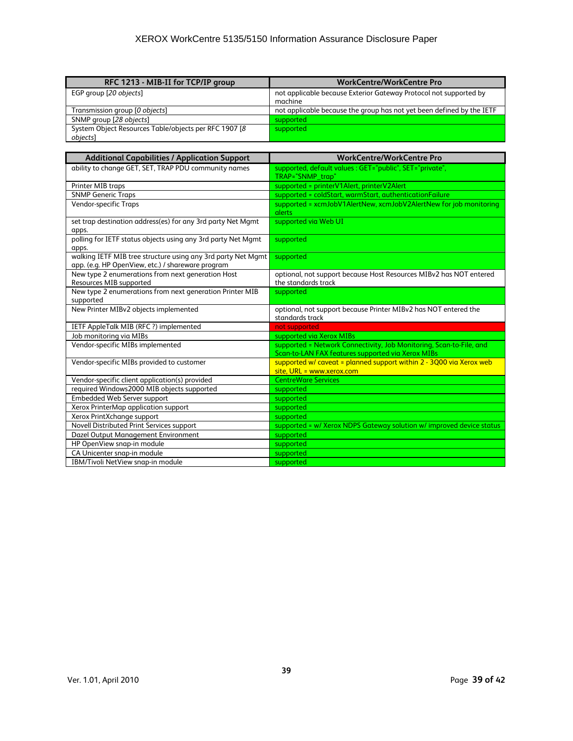| RFC 1213 - MIB-II for TCP/IP group | WorkCentre/WorkCentre Pro |
|---|---|
| EGP group [*20 objects*] | not applicable because Exterior Gateway Protocol not supported by machine |
| Transmission group [*0 objects*] | not applicable because the group has not yet been defined by the IETF |
| SNMP group [*28 objects*] | supported |
| System Object Resources Table/objects per RFC 1907 [*8 objects*] | supported |

| Additional Capabilities / Application Support | WorkCentre/WorkCentre Pro |
|---|---|
| ability to change GET, SET, TRAP PDU community names | supported, default values : GET="public", SET="private", TRAP="SNMP_trap" |
| Printer MIB traps | supported = printerV1Alert, printerV2Alert |
| SNMP Generic Traps | supported = coldStart, warmStart, authenticationFailure |
| Vendor-specific Traps | supported = xcmJobV1AlertNew, xcmJobV2AlertNew for job monitoring alerts |
| set trap destination address(es) for any 3rd party Net Mgmt apps. | supported via Web UI |
| polling for IETF status objects using any 3rd party Net Mgmt apps. | supported |
| walking IETF MIB tree structure using any 3rd party Net Mgmt app. (e.g. HP OpenView, etc.) / shareware program | supported |
| New type 2 enumerations from next generation Host Resources MIB supported | optional, not support because Host Resources MIBv2 has NOT entered the standards track |
| New type 2 enumerations from next generation Printer MIB supported | supported |
| New Printer MIBv2 objects implemented | optional, not support because Printer MIBv2 has NOT entered the standards track |
| IETF AppleTalk MIB (RFC ?) implemented | not supported |
| Job monitoring via MIBs | supported via Xerox MIBs |
| Vendor-specific MIBs implemented | supported = Network Connectivity, Job Monitoring, Scan-to-File, and Scan-to-LAN FAX features supported via Xerox MIBs |
| Vendor-specific MIBs provided to customer | supported w/ caveat = planned support within 2 - 3Q00 via Xerox web site, URL = www.xerox.com |
| Vendor-specific client application(s) provided | CentreWare Services |
| required Windows2000 MIB objects supported | supported |
| Embedded Web Server support | supported |
| Xerox PrinterMap application support | supported |
| Xerox PrintXchange support | supported |
| Novell Distributed Print Services support | supported = w/ Xerox NDPS Gateway solution w/ improved device status |
| Dazel Output Management Environment | supported |
| HP OpenView snap-in module | supported |
| CA Unicenter snap-in module | supported |
| IBM/Tivoli NetView snap-in module | supported |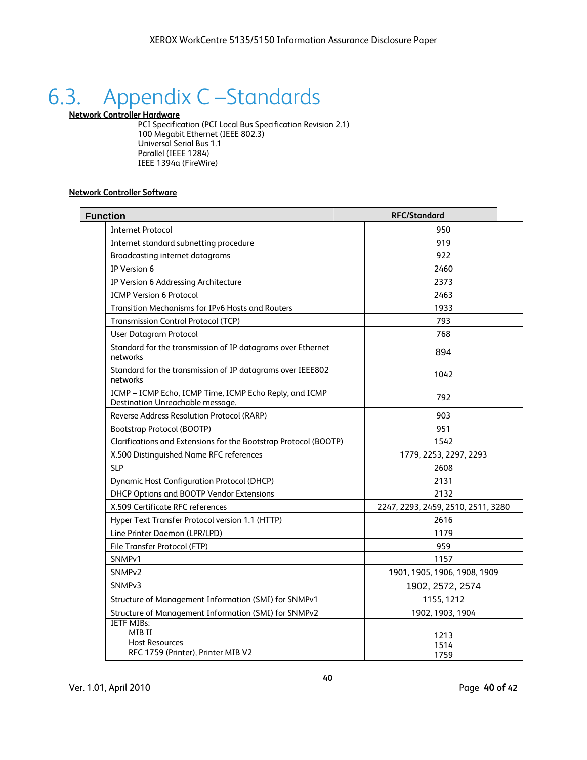# 6.3. Appendix C –Standards

**Network Controller Hardware**

PCI Specification (PCI Local Bus Specification Revision 2.1)
100 Megabit Ethernet (IEEE 802.3)
Universal Serial Bus 1.1
Parallel (IEEE 1284)
IEEE 1394a (FireWire)

**Network Controller Software**

| Function | RFC/Standard |
|---|---|
| Internet Protocol | 950 |
| Internet standard subnetting procedure | 919 |
| Broadcasting internet datagrams | 922 |
| IP Version 6 | 2460 |
| IP Version 6 Addressing Architecture | 2373 |
| ICMP Version 6 Protocol | 2463 |
| Transition Mechanisms for IPv6 Hosts and Routers | 1933 |
| Transmission Control Protocol (TCP) | 793 |
| User Datagram Protocol | 768 |
| Standard for the transmission of IP datagrams over Ethernet networks | 894 |
| Standard for the transmission of IP datagrams over IEEE802 networks | 1042 |
| ICMP – ICMP Echo, ICMP Time, ICMP Echo Reply, and ICMP Destination Unreachable message. | 792 |
| Reverse Address Resolution Protocol (RARP) | 903 |
| Bootstrap Protocol (BOOTP) | 951 |
| Clarifications and Extensions for the Bootstrap Protocol (BOOTP) | 1542 |
| X.500 Distinguished Name RFC references | 1779, 2253, 2297, 2293 |
| SLP | 2608 |
| Dynamic Host Configuration Protocol (DHCP) | 2131 |
| DHCP Options and BOOTP Vendor Extensions | 2132 |
| X.509 Certificate RFC references | 2247, 2293, 2459, 2510, 2511, 3280 |
| Hyper Text Transfer Protocol version 1.1 (HTTP) | 2616 |
| Line Printer Daemon (LPR/LPD) | 1179 |
| File Transfer Protocol (FTP) | 959 |
| SNMPv1 | 1157 |
| SNMPv2 | 1901, 1905, 1906, 1908, 1909 |
| SNMPv3 | 1902, 2572, 2574 |
| Structure of Management Information (SMI) for SNMPv1 | 1155, 1212 |
| Structure of Management Information (SMI) for SNMPv2 | 1902, 1903, 1904 |
| IETF MIBs:<br>MIB II<br>Host Resources<br>RFC 1759 (Printer), Printer MIB V2 | <br>1213<br>1514<br>1759 |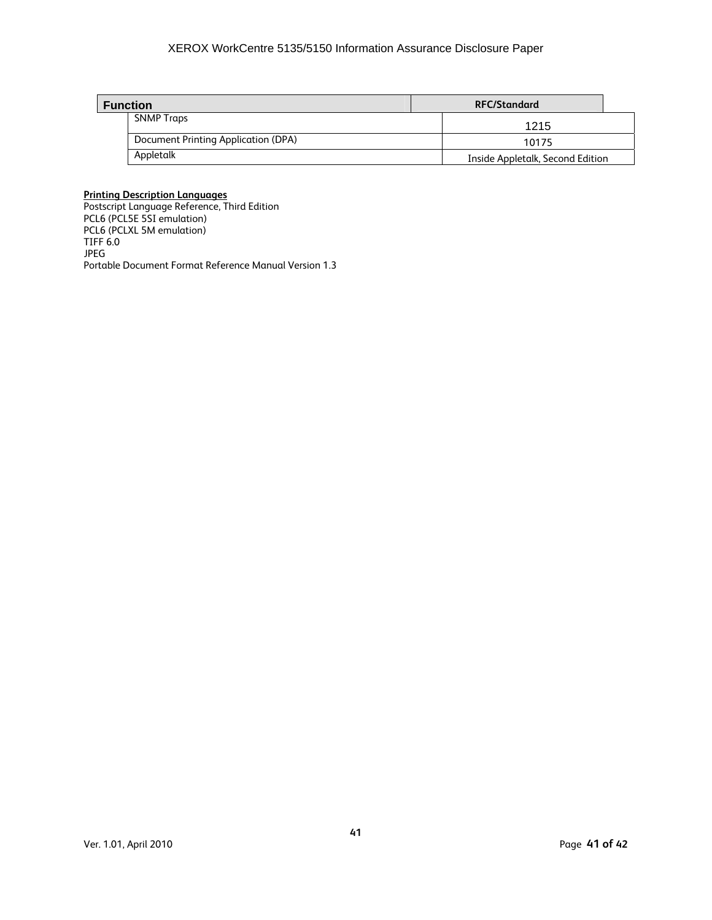| Function | RFC/Standard |
| --- | --- |
| SNMP Traps | 1215 |
| Document Printing Application (DPA) | 10175 |
| Appletalk | Inside Appletalk, Second Edition |

**Printing Description Languages**

Postscript Language Reference, Third Edition
PCL6 (PCL5E 5SI emulation)
PCL6 (PCLXL 5M emulation)
TIFF 6.0
JPEG
Portable Document Format Reference Manual Version 1.3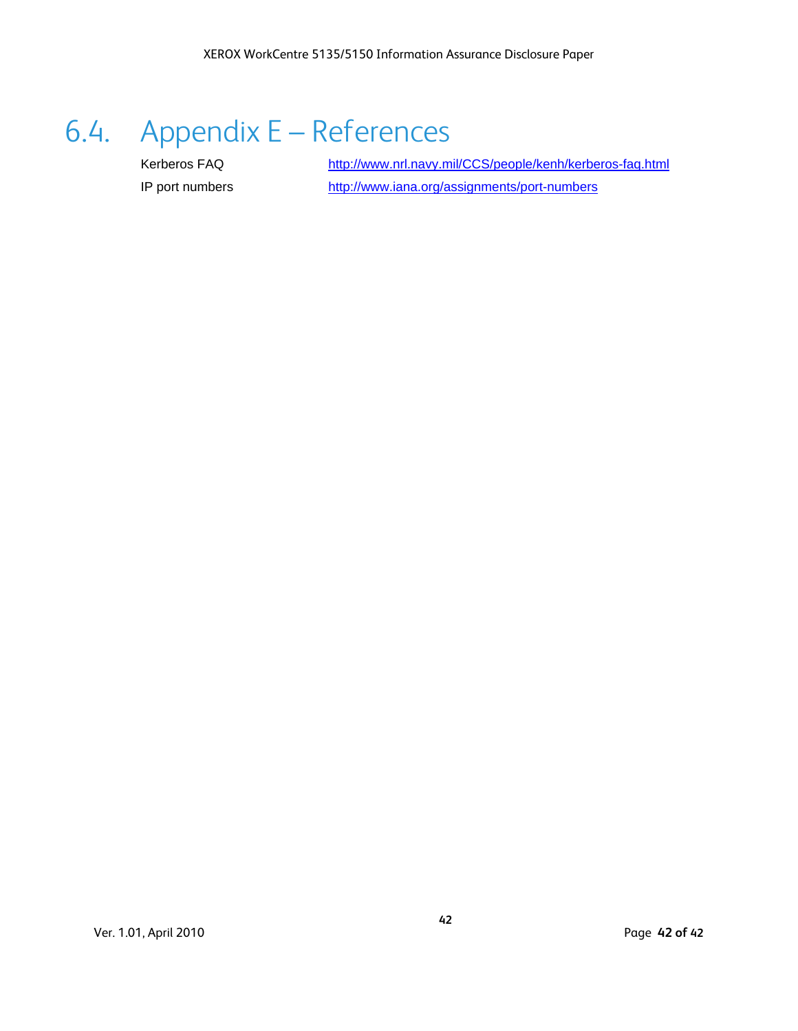## 6.4. Appendix E – References

| | |
|---|---|
| Kerberos FAQ | http://www.nrl.navy.mil/CCS/people/kenh/kerberos-faq.html |
| IP port numbers | http://www.iana.org/assignments/port-numbers |